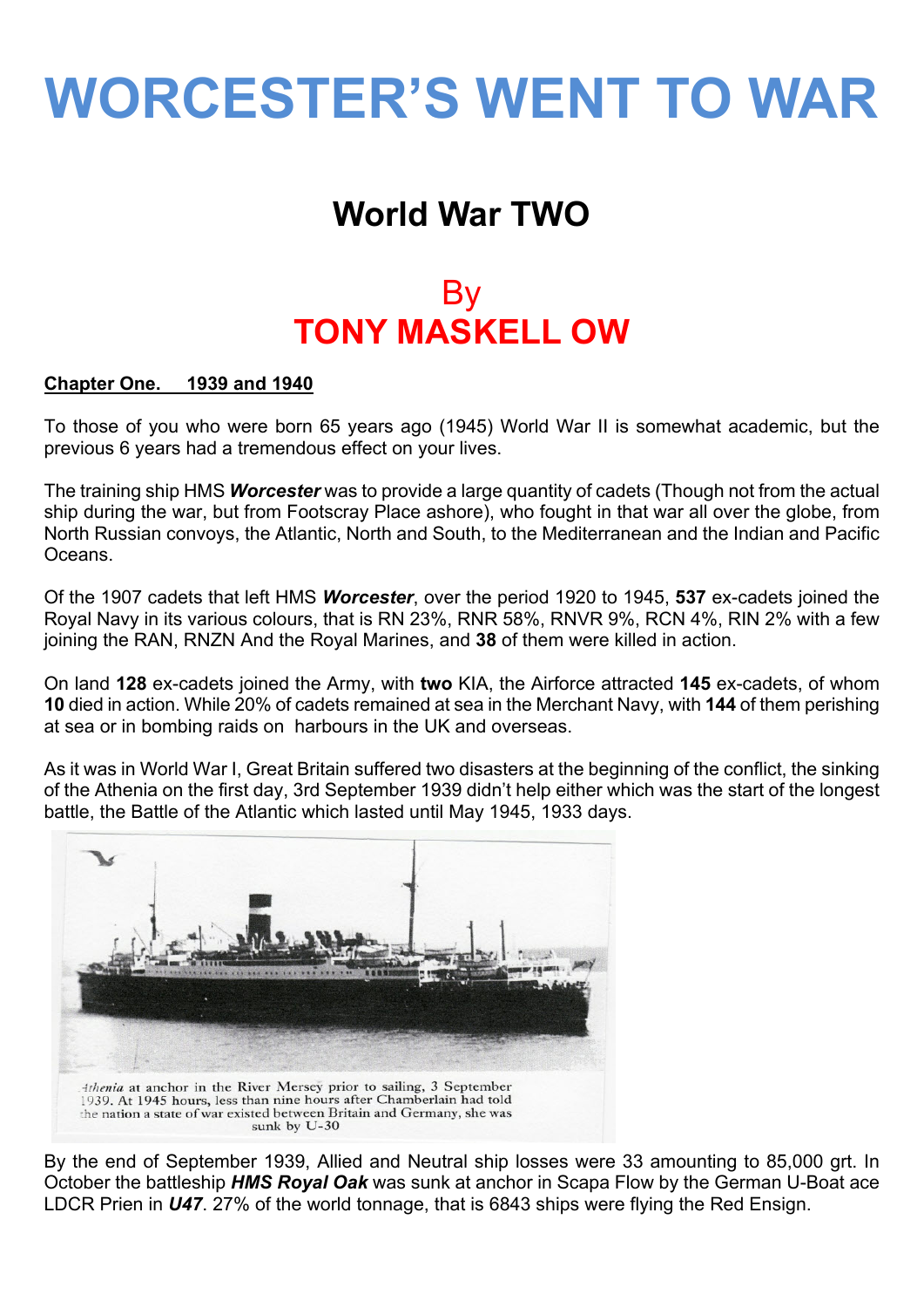# WORCESTER'S WENT TO WAR

## World War TWO

## By
## TONY MASKELL OW

**Chapter One. 1939 and 1940**

To those of you who were born 65 years ago (1945) World War II is somewhat academic, but the previous 6 years had a tremendous effect on your lives.

The training ship HMS ***Worcester*** was to provide a large quantity of cadets (Though not from the actual ship during the war, but from Footscray Place ashore), who fought in that war all over the globe, from North Russian convoys, the Atlantic, North and South, to the Mediterranean and the Indian and Pacific Oceans.

Of the 1907 cadets that left HMS ***Worcester***, over the period 1920 to 1945, **537** ex-cadets joined the Royal Navy in its various colours, that is RN 23%, RNR 58%, RNVR 9%, RCN 4%, RIN 2% with a few joining the RAN, RNZN And the Royal Marines, and **38** of them were killed in action.

On land **128** ex-cadets joined the Army, with **two** KIA, the Airforce attracted **145** ex-cadets, of whom **10** died in action. While 20% of cadets remained at sea in the Merchant Navy, with **144** of them perishing at sea or in bombing raids on harbours in the UK and overseas.

As it was in World War I, Great Britain suffered two disasters at the beginning of the conflict, the sinking of the Athenia on the first day, 3rd September 1939 didn't help either which was the start of the longest battle, the Battle of the Atlantic which lasted until May 1945, 1933 days.

*Athenia* at anchor in the River Mersey prior to sailing, 3 September 1939. At 1945 hours, less than nine hours after Chamberlain had told the nation a state of war existed between Britain and Germany, she was sunk by U-30

By the end of September 1939, Allied and Neutral ship losses were 33 amounting to 85,000 grt. In October the battleship ***HMS Royal Oak*** was sunk at anchor in Scapa Flow by the German U-Boat ace LDCR Prien in ***U47***. 27% of the world tonnage, that is 6843 ships were flying the Red Ensign.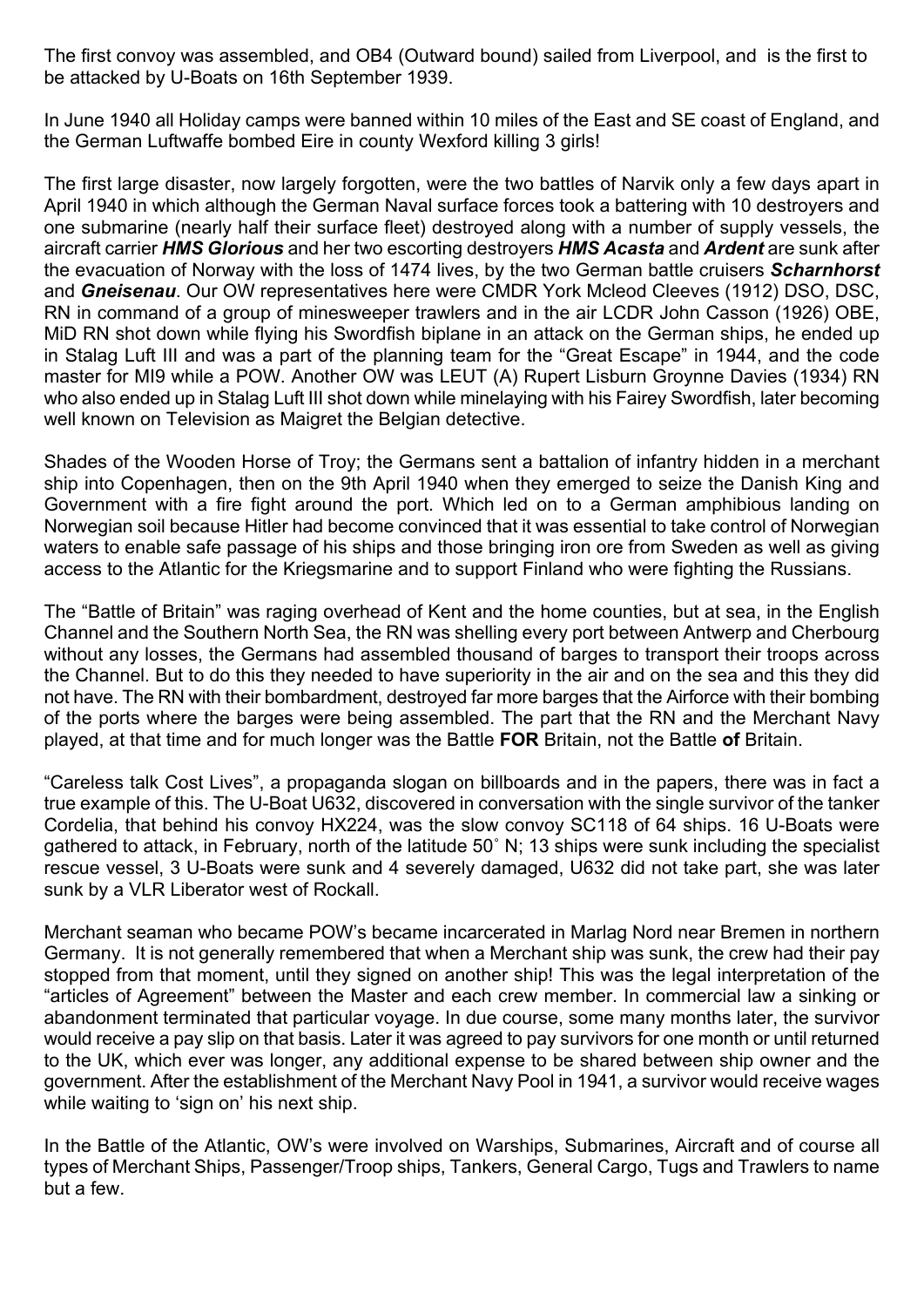The first convoy was assembled, and OB4 (Outward bound) sailed from Liverpool, and is the first to be attacked by U-Boats on 16th September 1939.

In June 1940 all Holiday camps were banned within 10 miles of the East and SE coast of England, and the German Luftwaffe bombed Eire in county Wexford killing 3 girls!

The first large disaster, now largely forgotten, were the two battles of Narvik only a few days apart in April 1940 in which although the German Naval surface forces took a battering with 10 destroyers and one submarine (nearly half their surface fleet) destroyed along with a number of supply vessels, the aircraft carrier ***HMS Glorious*** and her two escorting destroyers ***HMS Acasta*** and ***Ardent*** are sunk after the evacuation of Norway with the loss of 1474 lives, by the two German battle cruisers ***Scharnhorst*** and ***Gneisenau***. Our OW representatives here were CMDR York Mcleod Cleeves (1912) DSO, DSC, RN in command of a group of minesweeper trawlers and in the air LCDR John Casson (1926) OBE, MiD RN shot down while flying his Swordfish biplane in an attack on the German ships, he ended up in Stalag Luft III and was a part of the planning team for the "Great Escape" in 1944, and the code master for MI9 while a POW. Another OW was LEUT (A) Rupert Lisburn Groynne Davies (1934) RN who also ended up in Stalag Luft III shot down while minelaying with his Fairey Swordfish, later becoming well known on Television as Maigret the Belgian detective.

Shades of the Wooden Horse of Troy; the Germans sent a battalion of infantry hidden in a merchant ship into Copenhagen, then on the 9th April 1940 when they emerged to seize the Danish King and Government with a fire fight around the port. Which led on to a German amphibious landing on Norwegian soil because Hitler had become convinced that it was essential to take control of Norwegian waters to enable safe passage of his ships and those bringing iron ore from Sweden as well as giving access to the Atlantic for the Kriegsmarine and to support Finland who were fighting the Russians.

The "Battle of Britain" was raging overhead of Kent and the home counties, but at sea, in the English Channel and the Southern North Sea, the RN was shelling every port between Antwerp and Cherbourg without any losses, the Germans had assembled thousand of barges to transport their troops across the Channel. But to do this they needed to have superiority in the air and on the sea and this they did not have. The RN with their bombardment, destroyed far more barges that the Airforce with their bombing of the ports where the barges were being assembled. The part that the RN and the Merchant Navy played, at that time and for much longer was the Battle **FOR** Britain, not the Battle **of** Britain.

"Careless talk Cost Lives", a propaganda slogan on billboards and in the papers, there was in fact a true example of this. The U-Boat U632, discovered in conversation with the single survivor of the tanker Cordelia, that behind his convoy HX224, was the slow convoy SC118 of 64 ships. 16 U-Boats were gathered to attack, in February, north of the latitude 50˚ N; 13 ships were sunk including the specialist rescue vessel, 3 U-Boats were sunk and 4 severely damaged, U632 did not take part, she was later sunk by a VLR Liberator west of Rockall.

Merchant seaman who became POW's became incarcerated in Marlag Nord near Bremen in northern Germany. It is not generally remembered that when a Merchant ship was sunk, the crew had their pay stopped from that moment, until they signed on another ship! This was the legal interpretation of the "articles of Agreement" between the Master and each crew member. In commercial law a sinking or abandonment terminated that particular voyage. In due course, some many months later, the survivor would receive a pay slip on that basis. Later it was agreed to pay survivors for one month or until returned to the UK, which ever was longer, any additional expense to be shared between ship owner and the government. After the establishment of the Merchant Navy Pool in 1941, a survivor would receive wages while waiting to 'sign on' his next ship.

In the Battle of the Atlantic, OW's were involved on Warships, Submarines, Aircraft and of course all types of Merchant Ships, Passenger/Troop ships, Tankers, General Cargo, Tugs and Trawlers to name but a few.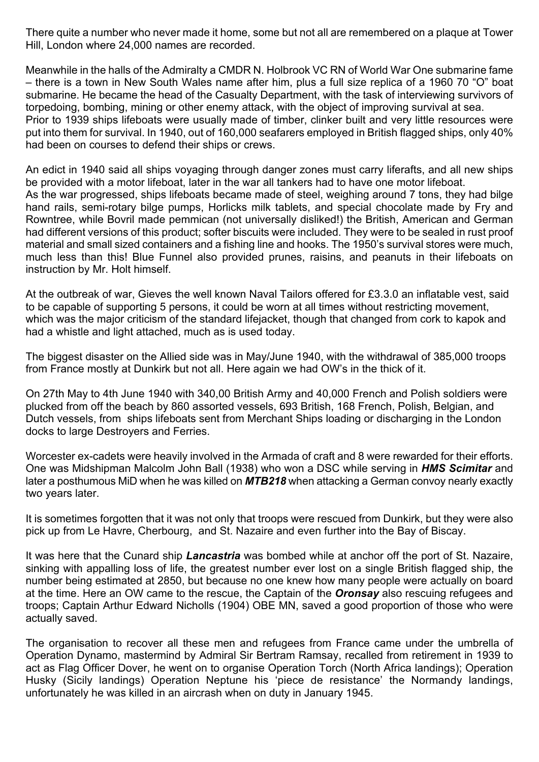There quite a number who never made it home, some but not all are remembered on a plaque at Tower Hill, London where 24,000 names are recorded.

Meanwhile in the halls of the Admiralty a CMDR N. Holbrook VC RN of World War One submarine fame – there is a town in New South Wales name after him, plus a full size replica of a 1960 70 "O" boat submarine. He became the head of the Casualty Department, with the task of interviewing survivors of torpedoing, bombing, mining or other enemy attack, with the object of improving survival at sea.
Prior to 1939 ships lifeboats were usually made of timber, clinker built and very little resources were put into them for survival. In 1940, out of 160,000 seafarers employed in British flagged ships, only 40% had been on courses to defend their ships or crews.

An edict in 1940 said all ships voyaging through danger zones must carry liferafts, and all new ships be provided with a motor lifeboat, later in the war all tankers had to have one motor lifeboat.
As the war progressed, ships lifeboats became made of steel, weighing around 7 tons, they had bilge hand rails, semi-rotary bilge pumps, Horlicks milk tablets, and special chocolate made by Fry and Rowntree, while Bovril made pemmican (not universally disliked!) the British, American and German had different versions of this product; softer biscuits were included. They were to be sealed in rust proof material and small sized containers and a fishing line and hooks. The 1950's survival stores were much, much less than this! Blue Funnel also provided prunes, raisins, and peanuts in their lifeboats on instruction by Mr. Holt himself.

At the outbreak of war, Gieves the well known Naval Tailors offered for £3.3.0 an inflatable vest, said to be capable of supporting 5 persons, it could be worn at all times without restricting movement, which was the major criticism of the standard lifejacket, though that changed from cork to kapok and had a whistle and light attached, much as is used today.

The biggest disaster on the Allied side was in May/June 1940, with the withdrawal of 385,000 troops from France mostly at Dunkirk but not all. Here again we had OW's in the thick of it.

On 27th May to 4th June 1940 with 340,00 British Army and 40,000 French and Polish soldiers were plucked from off the beach by 860 assorted vessels, 693 British, 168 French, Polish, Belgian, and Dutch vessels, from ships lifeboats sent from Merchant Ships loading or discharging in the London docks to large Destroyers and Ferries.

Worcester ex-cadets were heavily involved in the Armada of craft and 8 were rewarded for their efforts. One was Midshipman Malcolm John Ball (1938) who won a DSC while serving in ***HMS Scimitar*** and later a posthumous MiD when he was killed on ***MTB218*** when attacking a German convoy nearly exactly two years later.

It is sometimes forgotten that it was not only that troops were rescued from Dunkirk, but they were also pick up from Le Havre, Cherbourg, and St. Nazaire and even further into the Bay of Biscay.

It was here that the Cunard ship ***Lancastria*** was bombed while at anchor off the port of St. Nazaire, sinking with appalling loss of life, the greatest number ever lost on a single British flagged ship, the number being estimated at 2850, but because no one knew how many people were actually on board at the time. Here an OW came to the rescue, the Captain of the ***Oronsay*** also rescuing refugees and troops; Captain Arthur Edward Nicholls (1904) OBE MN, saved a good proportion of those who were actually saved.

The organisation to recover all these men and refugees from France came under the umbrella of Operation Dynamo, mastermind by Admiral Sir Bertram Ramsay, recalled from retirement in 1939 to act as Flag Officer Dover, he went on to organise Operation Torch (North Africa landings); Operation Husky (Sicily landings) Operation Neptune his 'piece de resistance' the Normandy landings, unfortunately he was killed in an aircrash when on duty in January 1945.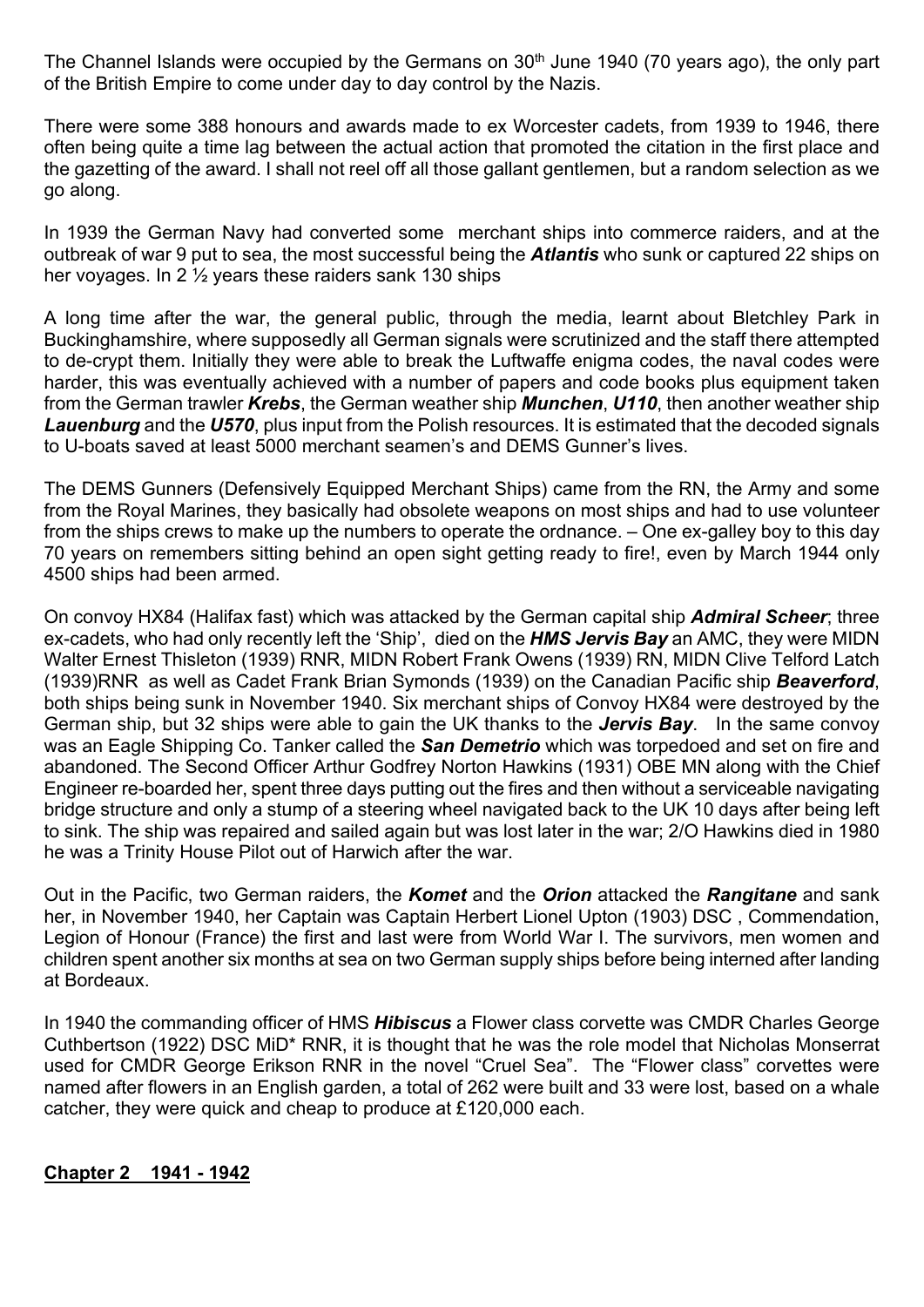The Channel Islands were occupied by the Germans on 30th June 1940 (70 years ago), the only part of the British Empire to come under day to day control by the Nazis.

There were some 388 honours and awards made to ex Worcester cadets, from 1939 to 1946, there often being quite a time lag between the actual action that promoted the citation in the first place and the gazetting of the award. I shall not reel off all those gallant gentlemen, but a random selection as we go along.

In 1939 the German Navy had converted some merchant ships into commerce raiders, and at the outbreak of war 9 put to sea, the most successful being the ***Atlantis*** who sunk or captured 22 ships on her voyages. In 2 ½ years these raiders sank 130 ships

A long time after the war, the general public, through the media, learnt about Bletchley Park in Buckinghamshire, where supposedly all German signals were scrutinized and the staff there attempted to de-crypt them. Initially they were able to break the Luftwaffe enigma codes, the naval codes were harder, this was eventually achieved with a number of papers and code books plus equipment taken from the German trawler ***Krebs***, the German weather ship ***Munchen***, ***U110***, then another weather ship ***Lauenburg*** and the ***U570***, plus input from the Polish resources. It is estimated that the decoded signals to U-boats saved at least 5000 merchant seamen's and DEMS Gunner's lives.

The DEMS Gunners (Defensively Equipped Merchant Ships) came from the RN, the Army and some from the Royal Marines, they basically had obsolete weapons on most ships and had to use volunteer from the ships crews to make up the numbers to operate the ordnance. – One ex-galley boy to this day 70 years on remembers sitting behind an open sight getting ready to fire!, even by March 1944 only 4500 ships had been armed.

On convoy HX84 (Halifax fast) which was attacked by the German capital ship ***Admiral Scheer***; three ex-cadets, who had only recently left the 'Ship', died on the ***HMS Jervis Bay*** an AMC, they were MIDN Walter Ernest Thisleton (1939) RNR, MIDN Robert Frank Owens (1939) RN, MIDN Clive Telford Latch (1939)RNR as well as Cadet Frank Brian Symonds (1939) on the Canadian Pacific ship ***Beaverford***, both ships being sunk in November 1940. Six merchant ships of Convoy HX84 were destroyed by the German ship, but 32 ships were able to gain the UK thanks to the ***Jervis Bay***. In the same convoy was an Eagle Shipping Co. Tanker called the ***San Demetrio*** which was torpedoed and set on fire and abandoned. The Second Officer Arthur Godfrey Norton Hawkins (1931) OBE MN along with the Chief Engineer re-boarded her, spent three days putting out the fires and then without a serviceable navigating bridge structure and only a stump of a steering wheel navigated back to the UK 10 days after being left to sink. The ship was repaired and sailed again but was lost later in the war; 2/O Hawkins died in 1980 he was a Trinity House Pilot out of Harwich after the war.

Out in the Pacific, two German raiders, the ***Komet*** and the ***Orion*** attacked the ***Rangitane*** and sank her, in November 1940, her Captain was Captain Herbert Lionel Upton (1903) DSC , Commendation, Legion of Honour (France) the first and last were from World War I. The survivors, men women and children spent another six months at sea on two German supply ships before being interned after landing at Bordeaux.

In 1940 the commanding officer of HMS ***Hibiscus*** a Flower class corvette was CMDR Charles George Cuthbertson (1922) DSC MiD* RNR, it is thought that he was the role model that Nicholas Monserrat used for CMDR George Erikson RNR in the novel "Cruel Sea". The "Flower class" corvettes were named after flowers in an English garden, a total of 262 were built and 33 were lost, based on a whale catcher, they were quick and cheap to produce at £120,000 each.

## **Chapter 2 1941 - 1942**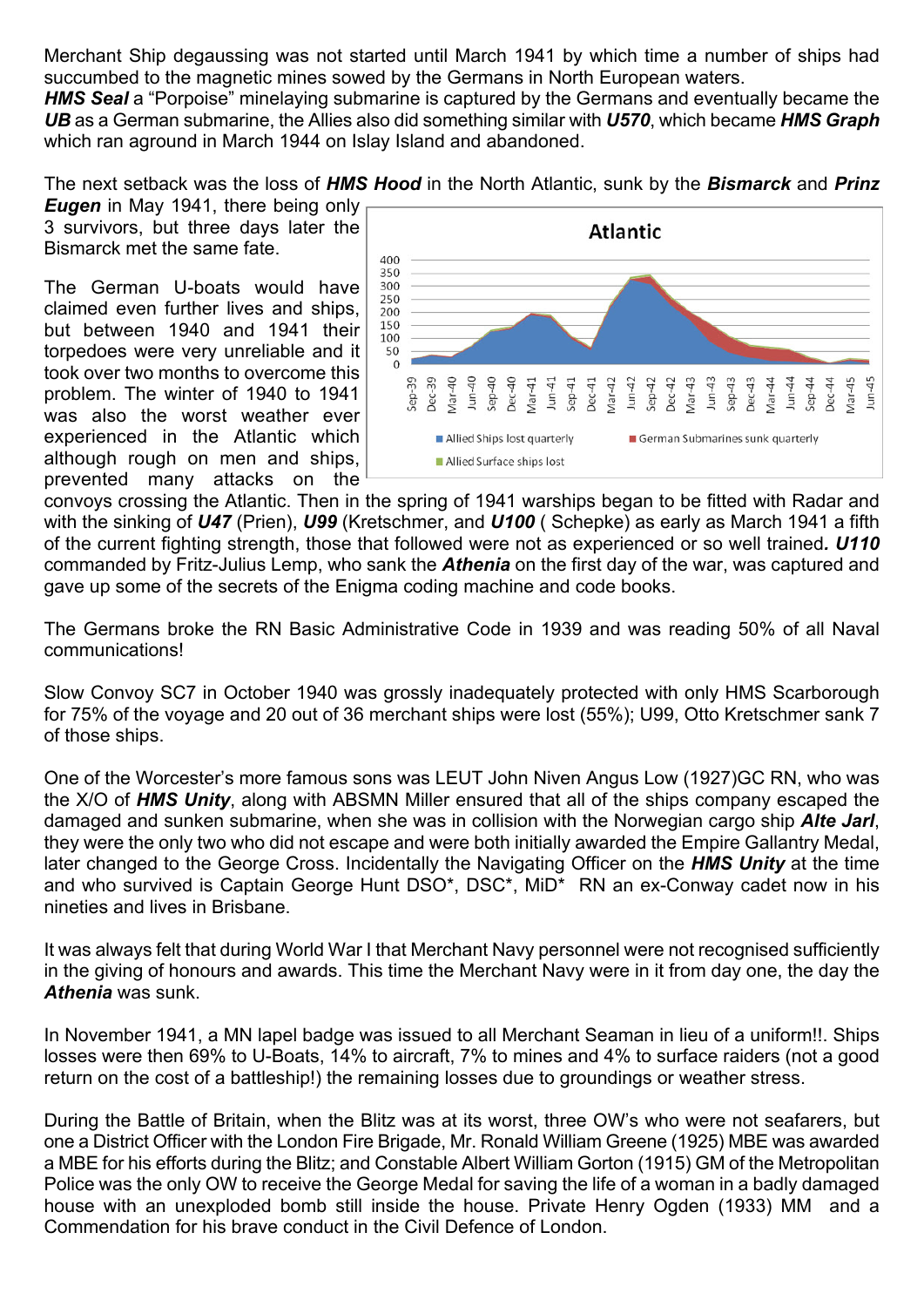Merchant Ship degaussing was not started until March 1941 by which time a number of ships had succumbed to the magnetic mines sowed by the Germans in North European waters.
***HMS Seal*** a "Porpoise" minelaying submarine is captured by the Germans and eventually became the ***UB*** as a German submarine, the Allies also did something similar with ***U570***, which became ***HMS Graph*** which ran aground in March 1944 on Islay Island and abandoned.

The next setback was the loss of ***HMS Hood*** in the North Atlantic, sunk by the ***Bismarck*** and ***Prinz Eugen*** in May 1941, there being only 3 survivors, but three days later the Bismarck met the same fate.

The German U-boats would have claimed even further lives and ships, but between 1940 and 1941 their torpedoes were very unreliable and it took over two months to overcome this problem. The winter of 1940 to 1941 was also the worst weather ever experienced in the Atlantic which although rough on men and ships, prevented many attacks on the convoys crossing the Atlantic. Then in the spring of 1941 warships began to be fitted with Radar and with the sinking of ***U47*** (Prien), ***U99*** (Kretschmer, and ***U100*** ( Schepke) as early as March 1941 a fifth of the current fighting strength, those that followed were not as experienced or so well trained***.*** ***U110*** commanded by Fritz-Julius Lemp, who sank the ***Athenia*** on the first day of the war, was captured and gave up some of the secrets of the Enigma coding machine and code books.

The Germans broke the RN Basic Administrative Code in 1939 and was reading 50% of all Naval communications!

Slow Convoy SC7 in October 1940 was grossly inadequately protected with only HMS Scarborough for 75% of the voyage and 20 out of 36 merchant ships were lost (55%); U99, Otto Kretschmer sank 7 of those ships.

One of the Worcester's more famous sons was LEUT John Niven Angus Low (1927)GC RN, who was the X/O of ***HMS Unity***, along with ABSMN Miller ensured that all of the ships company escaped the damaged and sunken submarine, when she was in collision with the Norwegian cargo ship ***Alte Jarl***, they were the only two who did not escape and were both initially awarded the Empire Gallantry Medal, later changed to the George Cross. Incidentally the Navigating Officer on the ***HMS Unity*** at the time and who survived is Captain George Hunt DSO*, DSC*, MiD* RN an ex-Conway cadet now in his nineties and lives in Brisbane.

It was always felt that during World War I that Merchant Navy personnel were not recognised sufficiently in the giving of honours and awards. This time the Merchant Navy were in it from day one, the day the ***Athenia*** was sunk.

In November 1941, a MN lapel badge was issued to all Merchant Seaman in lieu of a uniform!!. Ships losses were then 69% to U-Boats, 14% to aircraft, 7% to mines and 4% to surface raiders (not a good return on the cost of a battleship!) the remaining losses due to groundings or weather stress.

During the Battle of Britain, when the Blitz was at its worst, three OW's who were not seafarers, but one a District Officer with the London Fire Brigade, Mr. Ronald William Greene (1925) MBE was awarded a MBE for his efforts during the Blitz; and Constable Albert William Gorton (1915) GM of the Metropolitan Police was the only OW to receive the George Medal for saving the life of a woman in a badly damaged house with an unexploded bomb still inside the house. Private Henry Ogden (1933) MM and a Commendation for his brave conduct in the Civil Defence of London.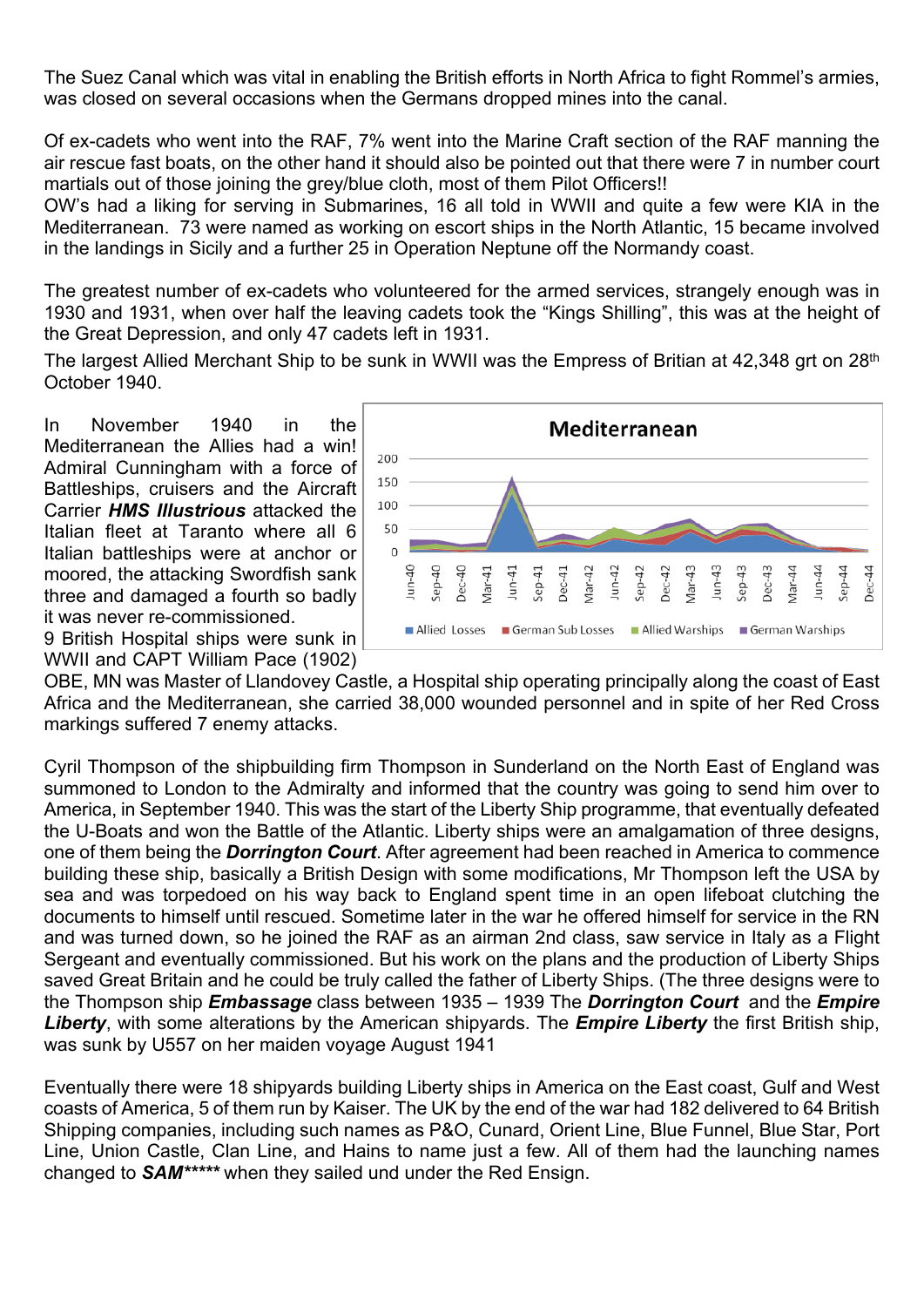The Suez Canal which was vital in enabling the British efforts in North Africa to fight Rommel's armies, was closed on several occasions when the Germans dropped mines into the canal.

Of ex-cadets who went into the RAF, 7% went into the Marine Craft section of the RAF manning the air rescue fast boats, on the other hand it should also be pointed out that there were 7 in number court martials out of those joining the grey/blue cloth, most of them Pilot Officers!!

OW's had a liking for serving in Submarines, 16 all told in WWII and quite a few were KIA in the Mediterranean. 73 were named as working on escort ships in the North Atlantic, 15 became involved in the landings in Sicily and a further 25 in Operation Neptune off the Normandy coast.

The greatest number of ex-cadets who volunteered for the armed services, strangely enough was in 1930 and 1931, when over half the leaving cadets took the "Kings Shilling", this was at the height of the Great Depression, and only 47 cadets left in 1931.

The largest Allied Merchant Ship to be sunk in WWII was the Empress of Britian at 42,348 grt on 28th October 1940.

In November 1940 in the Mediterranean the Allies had a win! Admiral Cunningham with a force of Battleships, cruisers and the Aircraft Carrier ***HMS Illustrious*** attacked the Italian fleet at Taranto where all 6 Italian battleships were at anchor or moored, the attacking Swordfish sank three and damaged a fourth so badly it was never re-commissioned.

9 British Hospital ships were sunk in WWII and CAPT William Pace (1902) OBE, MN was Master of Llandovey Castle, a Hospital ship operating principally along the coast of East Africa and the Mediterranean, she carried 38,000 wounded personnel and in spite of her Red Cross markings suffered 7 enemy attacks.

Cyril Thompson of the shipbuilding firm Thompson in Sunderland on the North East of England was summoned to London to the Admiralty and informed that the country was going to send him over to America, in September 1940. This was the start of the Liberty Ship programme, that eventually defeated the U-Boats and won the Battle of the Atlantic. Liberty ships were an amalgamation of three designs, one of them being the ***Dorrington Court***. After agreement had been reached in America to commence building these ship, basically a British Design with some modifications, Mr Thompson left the USA by sea and was torpedoed on his way back to England spent time in an open lifeboat clutching the documents to himself until rescued. Sometime later in the war he offered himself for service in the RN and was turned down, so he joined the RAF as an airman 2nd class, saw service in Italy as a Flight Sergeant and eventually commissioned. But his work on the plans and the production of Liberty Ships saved Great Britain and he could be truly called the father of Liberty Ships. (The three designs were to the Thompson ship ***Embassage*** class between 1935 – 1939 The ***Dorrington Court*** and the ***Empire Liberty***, with some alterations by the American shipyards. The ***Empire Liberty*** the first British ship, was sunk by U557 on her maiden voyage August 1941

Eventually there were 18 shipyards building Liberty ships in America on the East coast, Gulf and West coasts of America, 5 of them run by Kaiser. The UK by the end of the war had 182 delivered to 64 British Shipping companies, including such names as P&O, Cunard, Orient Line, Blue Funnel, Blue Star, Port Line, Union Castle, Clan Line, and Hains to name just a few. All of them had the launching names changed to ***SAM\*\*\*\*\**** when they sailed und under the Red Ensign.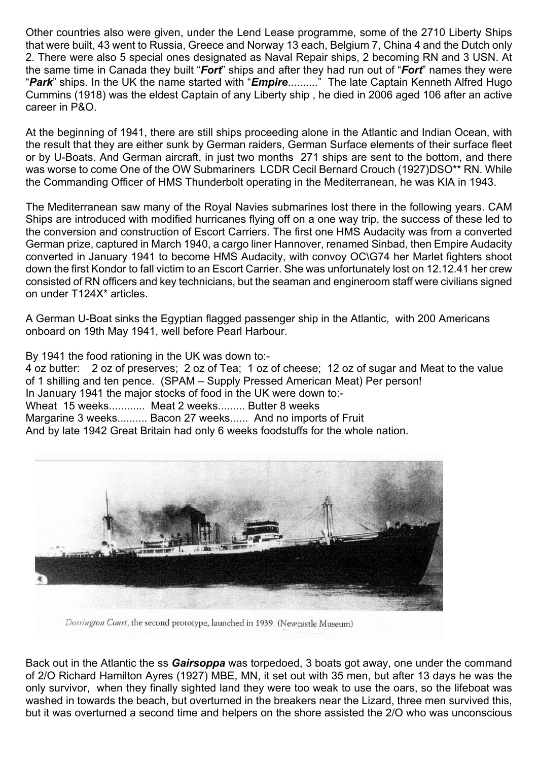Other countries also were given, under the Lend Lease programme, some of the 2710 Liberty Ships that were built, 43 went to Russia, Greece and Norway 13 each, Belgium 7, China 4 and the Dutch only 2. There were also 5 special ones designated as Naval Repair ships, 2 becoming RN and 3 USN. At the same time in Canada they built "***Fort***" ships and after they had run out of "***Fort***" names they were "***Park***" ships. In the UK the name started with "***Empire***.........." The late Captain Kenneth Alfred Hugo Cummins (1918) was the eldest Captain of any Liberty ship , he died in 2006 aged 106 after an active career in P&O.

At the beginning of 1941, there are still ships proceeding alone in the Atlantic and Indian Ocean, with the result that they are either sunk by German raiders, German Surface elements of their surface fleet or by U-Boats. And German aircraft, in just two months 271 ships are sent to the bottom, and there was worse to come One of the OW Submariners LCDR Cecil Bernard Crouch (1927)DSO** RN. While the Commanding Officer of HMS Thunderbolt operating in the Mediterranean, he was KIA in 1943.

The Mediterranean saw many of the Royal Navies submarines lost there in the following years. CAM Ships are introduced with modified hurricanes flying off on a one way trip, the success of these led to the conversion and construction of Escort Carriers. The first one HMS Audacity was from a converted German prize, captured in March 1940, a cargo liner Hannover, renamed Sinbad, then Empire Audacity converted in January 1941 to become HMS Audacity, with convoy OC\G74 her Marlet fighters shoot down the first Kondor to fall victim to an Escort Carrier. She was unfortunately lost on 12.12.41 her crew consisted of RN officers and key technicians, but the seaman and engineroom staff were civilians signed on under T124X* articles.

A German U-Boat sinks the Egyptian flagged passenger ship in the Atlantic, with 200 Americans onboard on 19th May 1941, well before Pearl Harbour.

By 1941 the food rationing in the UK was down to:-
4 oz butter: 2 oz of preserves; 2 oz of Tea; 1 oz of cheese; 12 oz of sugar and Meat to the value of 1 shilling and ten pence. (SPAM – Supply Pressed American Meat) Per person!
In January 1941 the major stocks of food in the UK were down to:-
Wheat 15 weeks............ Meat 2 weeks......... Butter 8 weeks
Margarine 3 weeks.......... Bacon 27 weeks...... And no imports of Fruit
And by late 1942 Great Britain had only 6 weeks foodstuffs for the whole nation.

*Dorrington Court*, the second prototype, launched in 1939. (Newcastle Museum)

Back out in the Atlantic the ss ***Gairsoppa*** was torpedoed, 3 boats got away, one under the command of 2/O Richard Hamilton Ayres (1927) MBE, MN, it set out with 35 men, but after 13 days he was the only survivor, when they finally sighted land they were too weak to use the oars, so the lifeboat was washed in towards the beach, but overturned in the breakers near the Lizard, three men survived this, but it was overturned a second time and helpers on the shore assisted the 2/O who was unconscious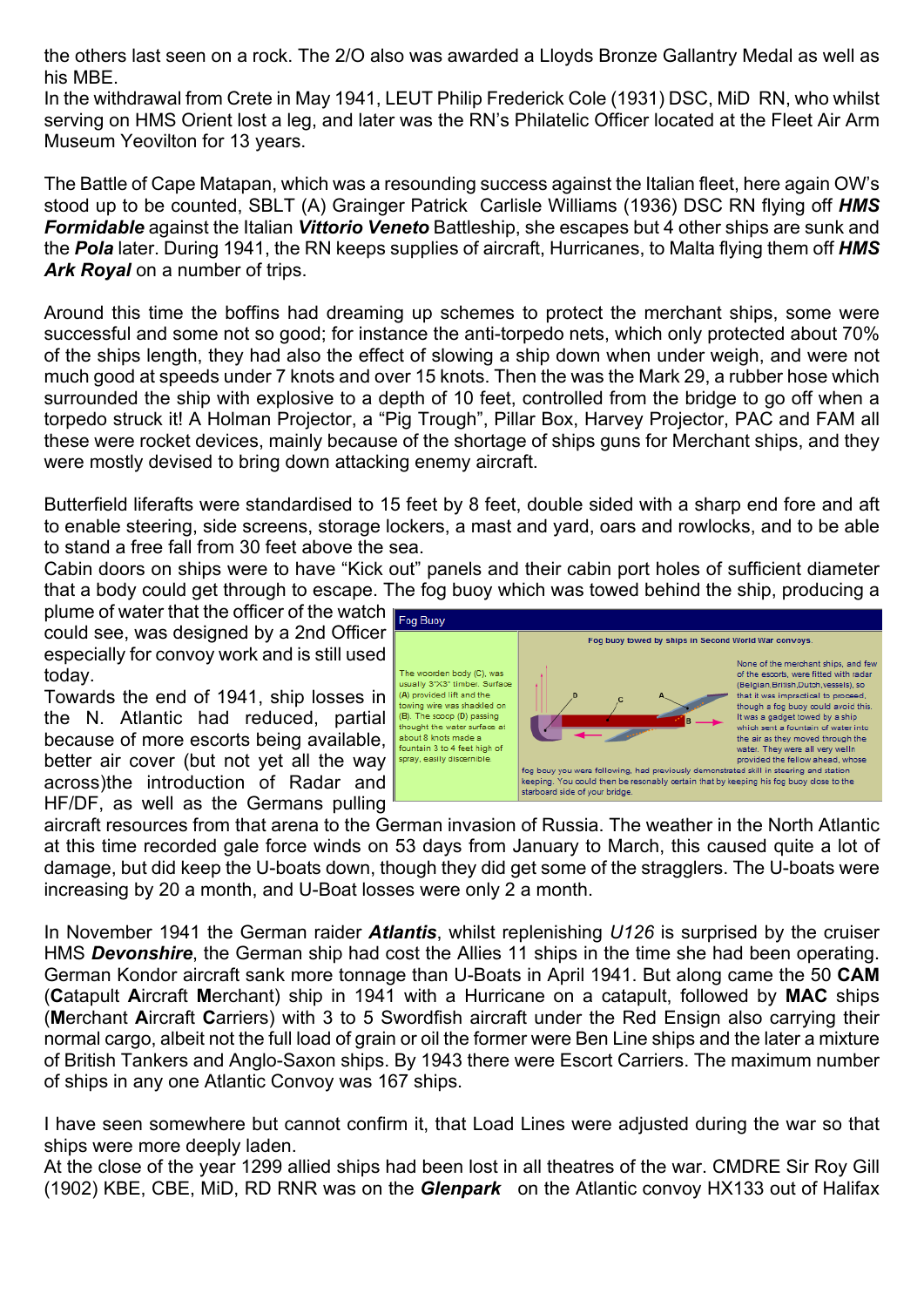the others last seen on a rock. The 2/O also was awarded a Lloyds Bronze Gallantry Medal as well as his MBE.
In the withdrawal from Crete in May 1941, LEUT Philip Frederick Cole (1931) DSC, MiD RN, who whilst serving on HMS Orient lost a leg, and later was the RN's Philatelic Officer located at the Fleet Air Arm Museum Yeovilton for 13 years.

The Battle of Cape Matapan, which was a resounding success against the Italian fleet, here again OW's stood up to be counted, SBLT (A) Grainger Patrick Carlisle Williams (1936) DSC RN flying off ***HMS Formidable*** against the Italian ***Vittorio Veneto*** Battleship, she escapes but 4 other ships are sunk and the ***Pola*** later. During 1941, the RN keeps supplies of aircraft, Hurricanes, to Malta flying them off ***HMS Ark Royal*** on a number of trips.

Around this time the boffins had dreaming up schemes to protect the merchant ships, some were successful and some not so good; for instance the anti-torpedo nets, which only protected about 70% of the ships length, they had also the effect of slowing a ship down when under weigh, and were not much good at speeds under 7 knots and over 15 knots. Then the was the Mark 29, a rubber hose which surrounded the ship with explosive to a depth of 10 feet, controlled from the bridge to go off when a torpedo struck it! A Holman Projector, a "Pig Trough", Pillar Box, Harvey Projector, PAC and FAM all these were rocket devices, mainly because of the shortage of ships guns for Merchant ships, and they were mostly devised to bring down attacking enemy aircraft.

Butterfield liferafts were standardised to 15 feet by 8 feet, double sided with a sharp end fore and aft to enable steering, side screens, storage lockers, a mast and yard, oars and rowlocks, and to be able to stand a free fall from 30 feet above the sea.
Cabin doors on ships were to have "Kick out" panels and their cabin port holes of sufficient diameter that a body could get through to escape. The fog buoy which was towed behind the ship, producing a plume of water that the officer of the watch could see, was designed by a 2nd Officer especially for convoy work and is still used today.

Fog Buoy

Fog buoy towed by ships in Second World War convoys.

The wooden body (C), was usually 3"X3" timber. Surface (A) provided lift and the towing wire was shackled on (B). The scoop (D) passing thought the water surface at about 8 knots made a fountain 3 to 4 feet high of spray, easily discernible.

None of the merchant ships, and few of the escorts, were fitted with radar (Belgian,British,Dutch,vessels), so that it was impractical to proceed, though a fog buoy could avoid this. It was a gadget towed by a ship which sent a fountain of water into the air as they moved through the water. They were all very welln provided the fellow ahead, whose fog buoy you were following, had previously demonstrated skill in steering and station keeping. You could then be resonably certain that by keeping his fog buoy close to the starboard side of your bridge.

Towards the end of 1941, ship losses in the N. Atlantic had reduced, partial because of more escorts being available, better air cover (but not yet all the way across)the introduction of Radar and HF/DF, as well as the Germans pulling aircraft resources from that arena to the German invasion of Russia. The weather in the North Atlantic at this time recorded gale force winds on 53 days from January to March, this caused quite a lot of damage, but did keep the U-boats down, though they did get some of the stragglers. The U-boats were increasing by 20 a month, and U-Boat losses were only 2 a month.

In November 1941 the German raider ***Atlantis***, whilst replenishing *U126* is surprised by the cruiser HMS ***Devonshire***, the German ship had cost the Allies 11 ships in the time she had been operating. German Kondor aircraft sank more tonnage than U-Boats in April 1941. But along came the 50 **CAM** (**C**atapult **A**ircraft **M**erchant) ship in 1941 with a Hurricane on a catapult, followed by **MAC** ships (**M**erchant **A**ircraft **C**arriers) with 3 to 5 Swordfish aircraft under the Red Ensign also carrying their normal cargo, albeit not the full load of grain or oil the former were Ben Line ships and the later a mixture of British Tankers and Anglo-Saxon ships. By 1943 there were Escort Carriers. The maximum number of ships in any one Atlantic Convoy was 167 ships.

I have seen somewhere but cannot confirm it, that Load Lines were adjusted during the war so that ships were more deeply laden.
At the close of the year 1299 allied ships had been lost in all theatres of the war. CMDRE Sir Roy Gill (1902) KBE, CBE, MiD, RD RNR was on the ***Glenpark*** on the Atlantic convoy HX133 out of Halifax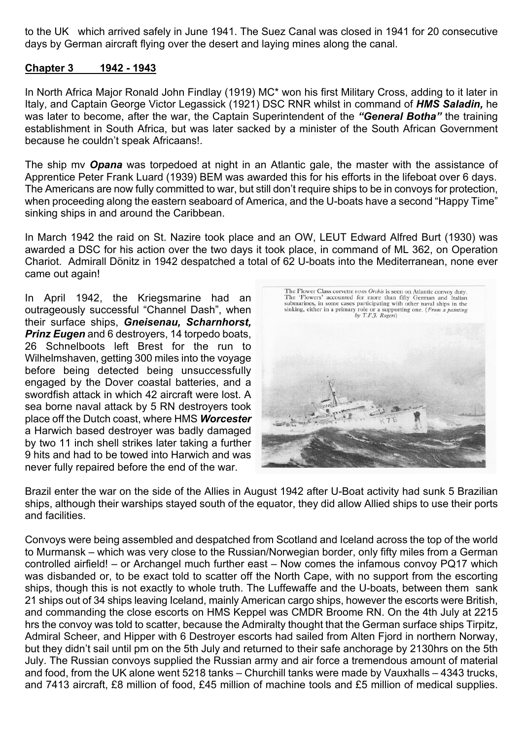to the UK which arrived safely in June 1941. The Suez Canal was closed in 1941 for 20 consecutive days by German aircraft flying over the desert and laying mines along the canal.

## Chapter 3 1942 - 1943

In North Africa Major Ronald John Findlay (1919) MC* won his first Military Cross, adding to it later in Italy, and Captain George Victor Legassick (1921) DSC RNR whilst in command of ***HMS Saladin,*** he was later to become, after the war, the Captain Superintendent of the ***"General Botha"*** the training establishment in South Africa, but was later sacked by a minister of the South African Government because he couldn't speak Africaans!.

The ship mv ***Opana*** was torpedoed at night in an Atlantic gale, the master with the assistance of Apprentice Peter Frank Luard (1939) BEM was awarded this for his efforts in the lifeboat over 6 days. The Americans are now fully committed to war, but still don't require ships to be in convoys for protection, when proceeding along the eastern seaboard of America, and the U-boats have a second "Happy Time" sinking ships in and around the Caribbean.

In March 1942 the raid on St. Nazire took place and an OW, LEUT Edward Alfred Burt (1930) was awarded a DSC for his action over the two days it took place, in command of ML 362, on Operation Chariot. Admirall Dönitz in 1942 despatched a total of 62 U-boats into the Mediterranean, none ever came out again!

In April 1942, the Kriegsmarine had an outrageously successful "Channel Dash", when their surface ships, ***Gneisenau, Scharnhorst, Prinz Eugen*** and 6 destroyers, 14 torpedo boats, 26 Schnelboots left Brest for the run to Wilhelmshaven, getting 300 miles into the voyage before being detected being unsuccessfully engaged by the Dover coastal batteries, and a swordfish attack in which 42 aircraft were lost. A sea borne naval attack by 5 RN destroyers took place off the Dutch coast, where HMS ***Worcester*** a Harwich based destroyer was badly damaged by two 11 inch shell strikes later taking a further 9 hits and had to be towed into Harwich and was never fully repaired before the end of the war.

The Flower Class corvette HMS *Orchis* is seen on Atlantic convoy duty. The 'Flowers' accounted for more than fifty German and Italian submarines, in some cases participating with other naval ships in the sinking, either in a primary role or a supporting one. (*From a painting by T.F.J. Rogers*)

Brazil enter the war on the side of the Allies in August 1942 after U-Boat activity had sunk 5 Brazilian ships, although their warships stayed south of the equator, they did allow Allied ships to use their ports and facilities.

Convoys were being assembled and despatched from Scotland and Iceland across the top of the world to Murmansk – which was very close to the Russian/Norwegian border, only fifty miles from a German controlled airfield! – or Archangel much further east – Now comes the infamous convoy PQ17 which was disbanded or, to be exact told to scatter off the North Cape, with no support from the escorting ships, though this is not exactly to whole truth. The Luffewaffe and the U-boats, between them sank 21 ships out of 34 ships leaving Iceland, mainly American cargo ships, however the escorts were British, and commanding the close escorts on HMS Keppel was CMDR Broome RN. On the 4th July at 2215 hrs the convoy was told to scatter, because the Admiralty thought that the German surface ships Tirpitz, Admiral Scheer, and Hipper with 6 Destroyer escorts had sailed from Alten Fjord in northern Norway, but they didn't sail until pm on the 5th July and returned to their safe anchorage by 2130hrs on the 5th July. The Russian convoys supplied the Russian army and air force a tremendous amount of material and food, from the UK alone went 5218 tanks – Churchill tanks were made by Vauxhalls – 4343 trucks, and 7413 aircraft, £8 million of food, £45 million of machine tools and £5 million of medical supplies.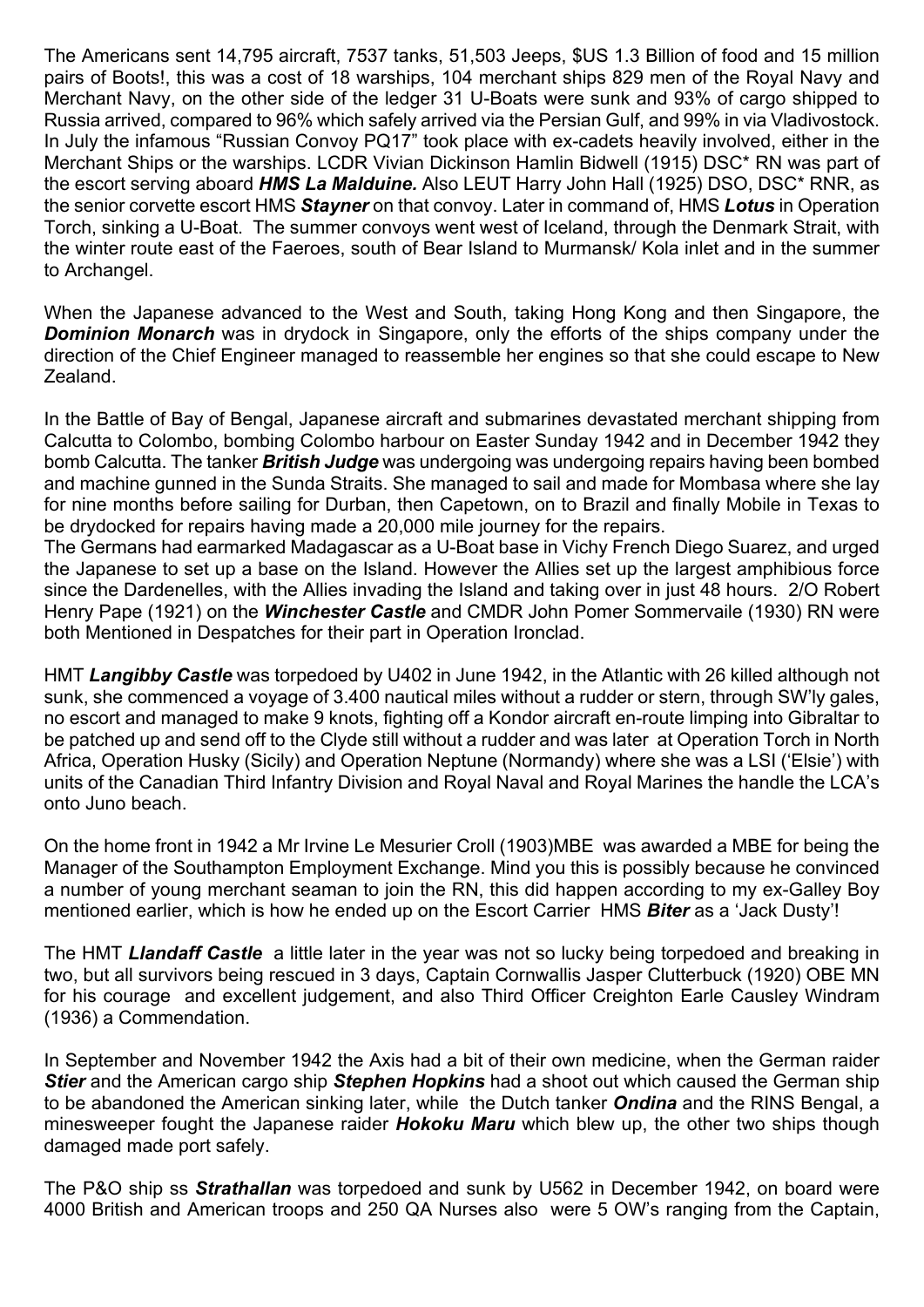The Americans sent 14,795 aircraft, 7537 tanks, 51,503 Jeeps, $US 1.3 Billion of food and 15 million pairs of Boots!, this was a cost of 18 warships, 104 merchant ships 829 men of the Royal Navy and Merchant Navy, on the other side of the ledger 31 U-Boats were sunk and 93% of cargo shipped to Russia arrived, compared to 96% which safely arrived via the Persian Gulf, and 99% in via Vladivostock. In July the infamous "Russian Convoy PQ17" took place with ex-cadets heavily involved, either in the Merchant Ships or the warships. LCDR Vivian Dickinson Hamlin Bidwell (1915) DSC* RN was part of the escort serving aboard ***HMS La Malduine.*** Also LEUT Harry John Hall (1925) DSO, DSC* RNR, as the senior corvette escort HMS ***Stayner*** on that convoy. Later in command of, HMS ***Lotus*** in Operation Torch, sinking a U-Boat. The summer convoys went west of Iceland, through the Denmark Strait, with the winter route east of the Faeroes, south of Bear Island to Murmansk/ Kola inlet and in the summer to Archangel.

When the Japanese advanced to the West and South, taking Hong Kong and then Singapore, the ***Dominion Monarch*** was in drydock in Singapore, only the efforts of the ships company under the direction of the Chief Engineer managed to reassemble her engines so that she could escape to New Zealand.

In the Battle of Bay of Bengal, Japanese aircraft and submarines devastated merchant shipping from Calcutta to Colombo, bombing Colombo harbour on Easter Sunday 1942 and in December 1942 they bomb Calcutta. The tanker ***British Judge*** was undergoing was undergoing repairs having been bombed and machine gunned in the Sunda Straits. She managed to sail and made for Mombasa where she lay for nine months before sailing for Durban, then Capetown, on to Brazil and finally Mobile in Texas to be drydocked for repairs having made a 20,000 mile journey for the repairs.
The Germans had earmarked Madagascar as a U-Boat base in Vichy French Diego Suarez, and urged the Japanese to set up a base on the Island. However the Allies set up the largest amphibious force since the Dardenelles, with the Allies invading the Island and taking over in just 48 hours. 2/O Robert Henry Pape (1921) on the ***Winchester Castle*** and CMDR John Pomer Sommervaile (1930) RN were both Mentioned in Despatches for their part in Operation Ironclad.

HMT ***Langibby Castle*** was torpedoed by U402 in June 1942, in the Atlantic with 26 killed although not sunk, she commenced a voyage of 3.400 nautical miles without a rudder or stern, through SW'ly gales, no escort and managed to make 9 knots, fighting off a Kondor aircraft en-route limping into Gibraltar to be patched up and send off to the Clyde still without a rudder and was later at Operation Torch in North Africa, Operation Husky (Sicily) and Operation Neptune (Normandy) where she was a LSI ('Elsie') with units of the Canadian Third Infantry Division and Royal Naval and Royal Marines the handle the LCA's onto Juno beach.

On the home front in 1942 a Mr Irvine Le Mesurier Croll (1903)MBE was awarded a MBE for being the Manager of the Southampton Employment Exchange. Mind you this is possibly because he convinced a number of young merchant seaman to join the RN, this did happen according to my ex-Galley Boy mentioned earlier, which is how he ended up on the Escort Carrier HMS ***Biter*** as a 'Jack Dusty'!

The HMT ***Llandaff Castle*** a little later in the year was not so lucky being torpedoed and breaking in two, but all survivors being rescued in 3 days, Captain Cornwallis Jasper Clutterbuck (1920) OBE MN for his courage and excellent judgement, and also Third Officer Creighton Earle Causley Windram (1936) a Commendation.

In September and November 1942 the Axis had a bit of their own medicine, when the German raider ***Stier*** and the American cargo ship ***Stephen Hopkins*** had a shoot out which caused the German ship to be abandoned the American sinking later, while the Dutch tanker ***Ondina*** and the RINS Bengal, a minesweeper fought the Japanese raider ***Hokoku Maru*** which blew up, the other two ships though damaged made port safely.

The P&O ship ss ***Strathallan*** was torpedoed and sunk by U562 in December 1942, on board were 4000 British and American troops and 250 QA Nurses also were 5 OW's ranging from the Captain,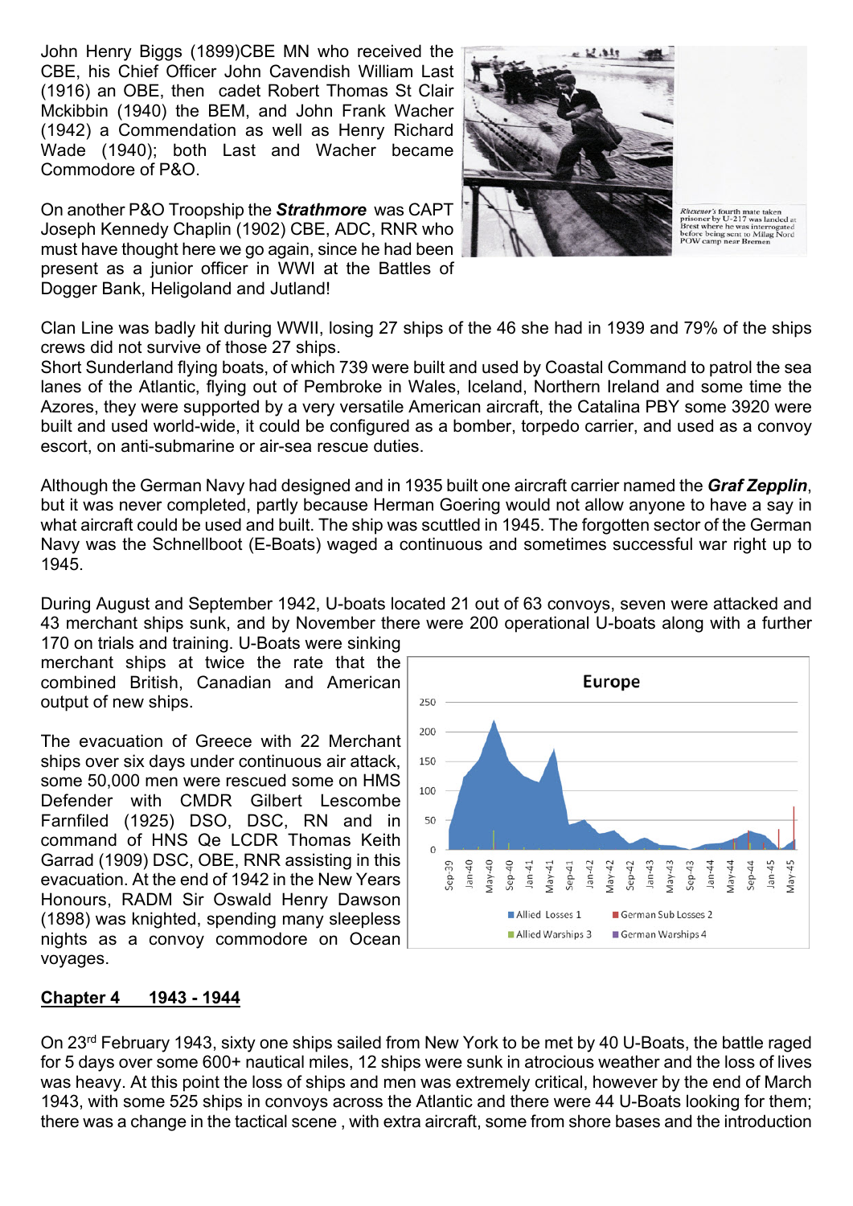John Henry Biggs (1899)CBE MN who received the CBE, his Chief Officer John Cavendish William Last (1916) an OBE, then cadet Robert Thomas St Clair Mckibbin (1940) the BEM, and John Frank Wacher (1942) a Commendation as well as Henry Richard Wade (1940); both Last and Wacher became Commodore of P&O.

On another P&O Troopship the ***Strathmore*** was CAPT Joseph Kennedy Chaplin (1902) CBE, ADC, RNR who must have thought here we go again, since he had been present as a junior officer in WWI at the Battles of Dogger Bank, Heligoland and Jutland!

*Rhexenor's* fourth mate taken prisoner by U-217 was landed at Brest where he was interrogated before being sent to Milag Nord POW camp near Bremen

Clan Line was badly hit during WWII, losing 27 ships of the 46 she had in 1939 and 79% of the ships crews did not survive of those 27 ships.
Short Sunderland flying boats, of which 739 were built and used by Coastal Command to patrol the sea lanes of the Atlantic, flying out of Pembroke in Wales, Iceland, Northern Ireland and some time the Azores, they were supported by a very versatile American aircraft, the Catalina PBY some 3920 were built and used world-wide, it could be configured as a bomber, torpedo carrier, and used as a convoy escort, on anti-submarine or air-sea rescue duties.

Although the German Navy had designed and in 1935 built one aircraft carrier named the ***Graf Zepplin***, but it was never completed, partly because Herman Goering would not allow anyone to have a say in what aircraft could be used and built. The ship was scuttled in 1945. The forgotten sector of the German Navy was the Schnellboot (E-Boats) waged a continuous and sometimes successful war right up to 1945.

During August and September 1942, U-boats located 21 out of 63 convoys, seven were attacked and 43 merchant ships sunk, and by November there were 200 operational U-boats along with a further 170 on trials and training. U-Boats were sinking merchant ships at twice the rate that the combined British, Canadian and American output of new ships.

Europe

Allied Losses 1 | German Sub Losses 2 | Allied Warships 3 | German Warships 4

The evacuation of Greece with 22 Merchant ships over six days under continuous air attack, some 50,000 men were rescued some on HMS Defender with CMDR Gilbert Lescombe Farnfiled (1925) DSO, DSC, RN and in command of HNS Qe LCDR Thomas Keith Garrad (1909) DSC, OBE, RNR assisting in this evacuation. At the end of 1942 in the New Years Honours, RADM Sir Oswald Henry Dawson (1898) was knighted, spending many sleepless nights as a convoy commodore on Ocean voyages.

## Chapter 4 1943 - 1944

On 23rd February 1943, sixty one ships sailed from New York to be met by 40 U-Boats, the battle raged for 5 days over some 600+ nautical miles, 12 ships were sunk in atrocious weather and the loss of lives was heavy. At this point the loss of ships and men was extremely critical, however by the end of March 1943, with some 525 ships in convoys across the Atlantic and there were 44 U-Boats looking for them; there was a change in the tactical scene , with extra aircraft, some from shore bases and the introduction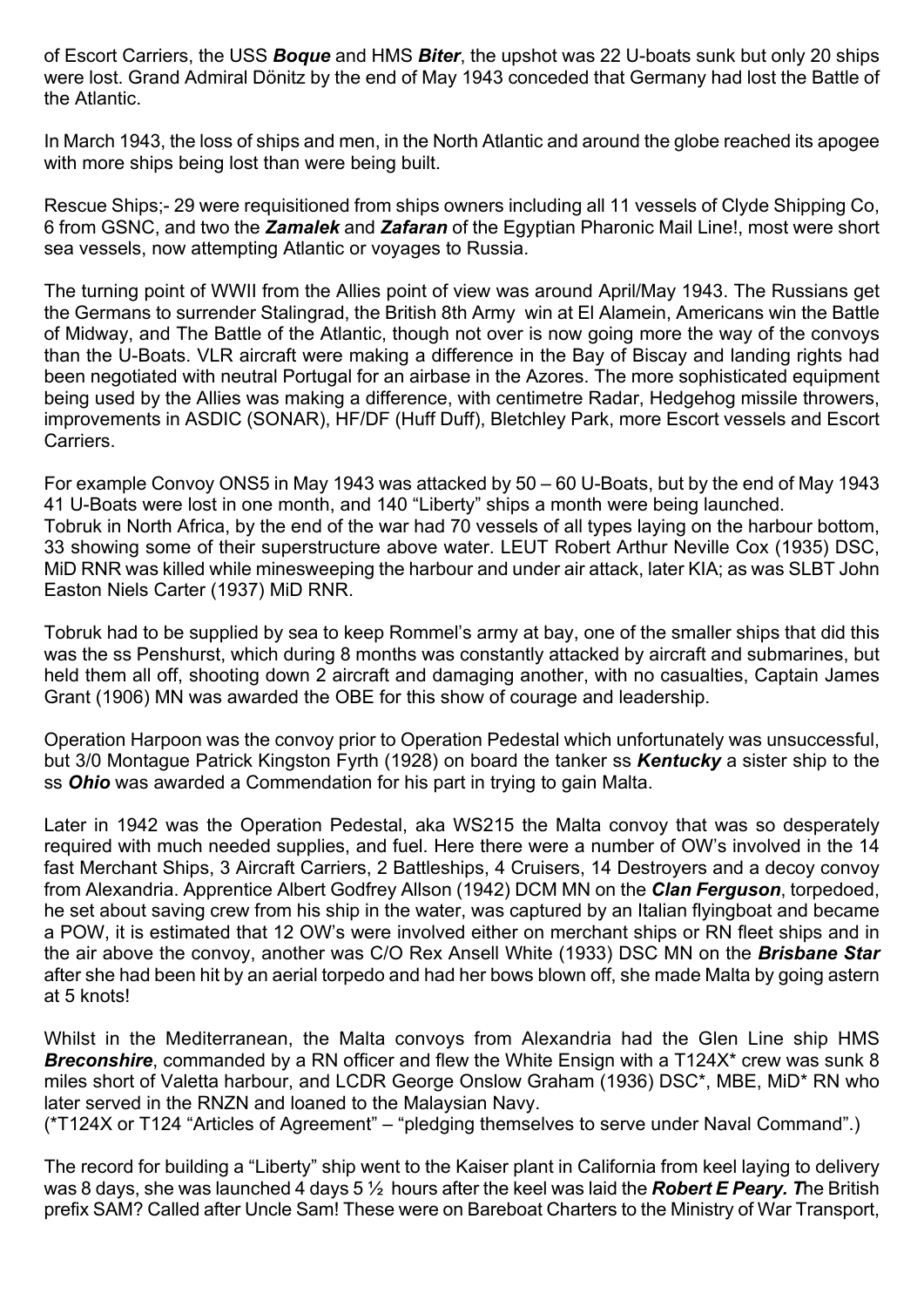of Escort Carriers, the USS ***Boque*** and HMS ***Biter***, the upshot was 22 U-boats sunk but only 20 ships were lost. Grand Admiral Dönitz by the end of May 1943 conceded that Germany had lost the Battle of the Atlantic.

In March 1943, the loss of ships and men, in the North Atlantic and around the globe reached its apogee with more ships being lost than were being built.

Rescue Ships;- 29 were requisitioned from ships owners including all 11 vessels of Clyde Shipping Co, 6 from GSNC, and two the ***Zamalek*** and ***Zafaran*** of the Egyptian Pharonic Mail Line!, most were short sea vessels, now attempting Atlantic or voyages to Russia.

The turning point of WWII from the Allies point of view was around April/May 1943. The Russians get the Germans to surrender Stalingrad, the British 8th Army win at El Alamein, Americans win the Battle of Midway, and The Battle of the Atlantic, though not over is now going more the way of the convoys than the U-Boats. VLR aircraft were making a difference in the Bay of Biscay and landing rights had been negotiated with neutral Portugal for an airbase in the Azores. The more sophisticated equipment being used by the Allies was making a difference, with centimetre Radar, Hedgehog missile throwers, improvements in ASDIC (SONAR), HF/DF (Huff Duff), Bletchley Park, more Escort vessels and Escort Carriers.

For example Convoy ONS5 in May 1943 was attacked by 50 – 60 U-Boats, but by the end of May 1943 41 U-Boats were lost in one month, and 140 "Liberty" ships a month were being launched.
Tobruk in North Africa, by the end of the war had 70 vessels of all types laying on the harbour bottom, 33 showing some of their superstructure above water. LEUT Robert Arthur Neville Cox (1935) DSC, MiD RNR was killed while minesweeping the harbour and under air attack, later KIA; as was SLBT John Easton Niels Carter (1937) MiD RNR.

Tobruk had to be supplied by sea to keep Rommel's army at bay, one of the smaller ships that did this was the ss Penshurst, which during 8 months was constantly attacked by aircraft and submarines, but held them all off, shooting down 2 aircraft and damaging another, with no casualties, Captain James Grant (1906) MN was awarded the OBE for this show of courage and leadership.

Operation Harpoon was the convoy prior to Operation Pedestal which unfortunately was unsuccessful, but 3/0 Montague Patrick Kingston Fyrth (1928) on board the tanker ss ***Kentucky*** a sister ship to the ss ***Ohio*** was awarded a Commendation for his part in trying to gain Malta.

Later in 1942 was the Operation Pedestal, aka WS215 the Malta convoy that was so desperately required with much needed supplies, and fuel. Here there were a number of OW's involved in the 14 fast Merchant Ships, 3 Aircraft Carriers, 2 Battleships, 4 Cruisers, 14 Destroyers and a decoy convoy from Alexandria. Apprentice Albert Godfrey Allson (1942) DCM MN on the ***Clan Ferguson***, torpedoed, he set about saving crew from his ship in the water, was captured by an Italian flyingboat and became a POW, it is estimated that 12 OW's were involved either on merchant ships or RN fleet ships and in the air above the convoy, another was C/O Rex Ansell White (1933) DSC MN on the ***Brisbane Star*** after she had been hit by an aerial torpedo and had her bows blown off, she made Malta by going astern at 5 knots!

Whilst in the Mediterranean, the Malta convoys from Alexandria had the Glen Line ship HMS ***Breconshire***, commanded by a RN officer and flew the White Ensign with a T124X* crew was sunk 8 miles short of Valetta harbour, and LCDR George Onslow Graham (1936) DSC*, MBE, MiD* RN who later served in the RNZN and loaned to the Malaysian Navy.
(*T124X or T124 "Articles of Agreement" – "pledging themselves to serve under Naval Command".)

The record for building a "Liberty" ship went to the Kaiser plant in California from keel laying to delivery was 8 days, she was launched 4 days 5 ½ hours after the keel was laid the ***Robert E Peary. T***he British prefix SAM? Called after Uncle Sam! These were on Bareboat Charters to the Ministry of War Transport,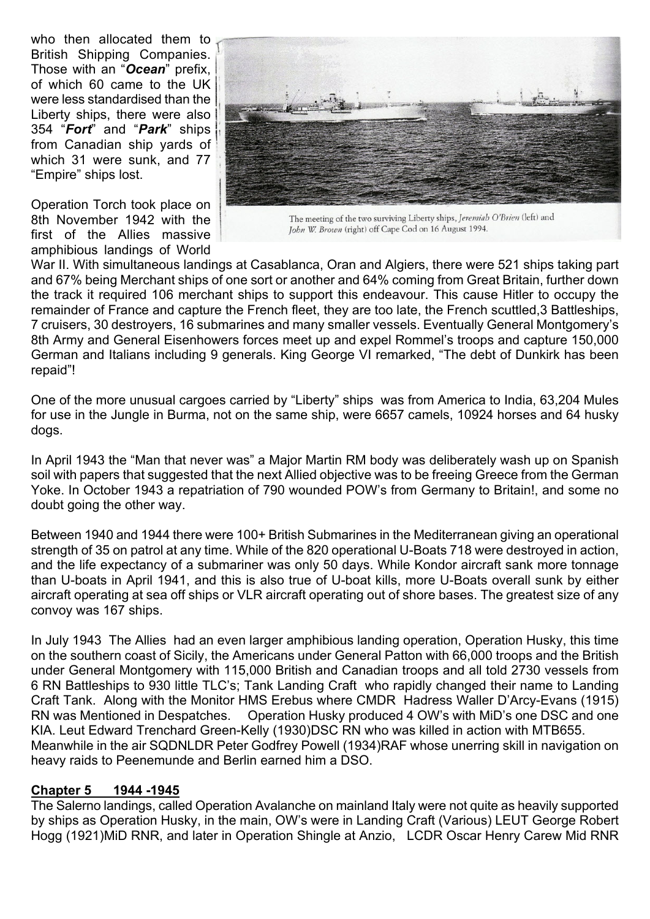who then allocated them to British Shipping Companies. Those with an "***Ocean***" prefix, of which 60 came to the UK were less standardised than the Liberty ships, there were also 354 "***Fort***" and "***Park***" ships from Canadian ship yards of which 31 were sunk, and 77 "Empire" ships lost.

The meeting of the two surviving Liberty ships, *Jeremiah O'Brien* (left) and *John W. Brown* (right) off Cape Cod on 16 August 1994.

Operation Torch took place on 8th November 1942 with the first of the Allies massive amphibious landings of World War II. With simultaneous landings at Casablanca, Oran and Algiers, there were 521 ships taking part and 67% being Merchant ships of one sort or another and 64% coming from Great Britain, further down the track it required 106 merchant ships to support this endeavour. This cause Hitler to occupy the remainder of France and capture the French fleet, they are too late, the French scuttled,3 Battleships, 7 cruisers, 30 destroyers, 16 submarines and many smaller vessels. Eventually General Montgomery's 8th Army and General Eisenhowers forces meet up and expel Rommel's troops and capture 150,000 German and Italians including 9 generals. King George VI remarked, "The debt of Dunkirk has been repaid"!

One of the more unusual cargoes carried by "Liberty" ships was from America to India, 63,204 Mules for use in the Jungle in Burma, not on the same ship, were 6657 camels, 10924 horses and 64 husky dogs.

In April 1943 the "Man that never was" a Major Martin RM body was deliberately wash up on Spanish soil with papers that suggested that the next Allied objective was to be freeing Greece from the German Yoke. In October 1943 a repatriation of 790 wounded POW's from Germany to Britain!, and some no doubt going the other way.

Between 1940 and 1944 there were 100+ British Submarines in the Mediterranean giving an operational strength of 35 on patrol at any time. While of the 820 operational U-Boats 718 were destroyed in action, and the life expectancy of a submariner was only 50 days. While Kondor aircraft sank more tonnage than U-boats in April 1941, and this is also true of U-boat kills, more U-Boats overall sunk by either aircraft operating at sea off ships or VLR aircraft operating out of shore bases. The greatest size of any convoy was 167 ships.

In July 1943 The Allies had an even larger amphibious landing operation, Operation Husky, this time on the southern coast of Sicily, the Americans under General Patton with 66,000 troops and the British under General Montgomery with 115,000 British and Canadian troops and all told 2730 vessels from 6 RN Battleships to 930 little TLC's; Tank Landing Craft who rapidly changed their name to Landing Craft Tank. Along with the Monitor HMS Erebus where CMDR Hadress Waller D'Arcy-Evans (1915) RN was Mentioned in Despatches. Operation Husky produced 4 OW's with MiD's one DSC and one KIA. Leut Edward Trenchard Green-Kelly (1930)DSC RN who was killed in action with MTB655. Meanwhile in the air SQDNLDR Peter Godfrey Powell (1934)RAF whose unerring skill in navigation on heavy raids to Peenemunde and Berlin earned him a DSO.

## Chapter 5 1944 -1945

The Salerno landings, called Operation Avalanche on mainland Italy were not quite as heavily supported by ships as Operation Husky, in the main, OW's were in Landing Craft (Various) LEUT George Robert Hogg (1921)MiD RNR, and later in Operation Shingle at Anzio, LCDR Oscar Henry Carew Mid RNR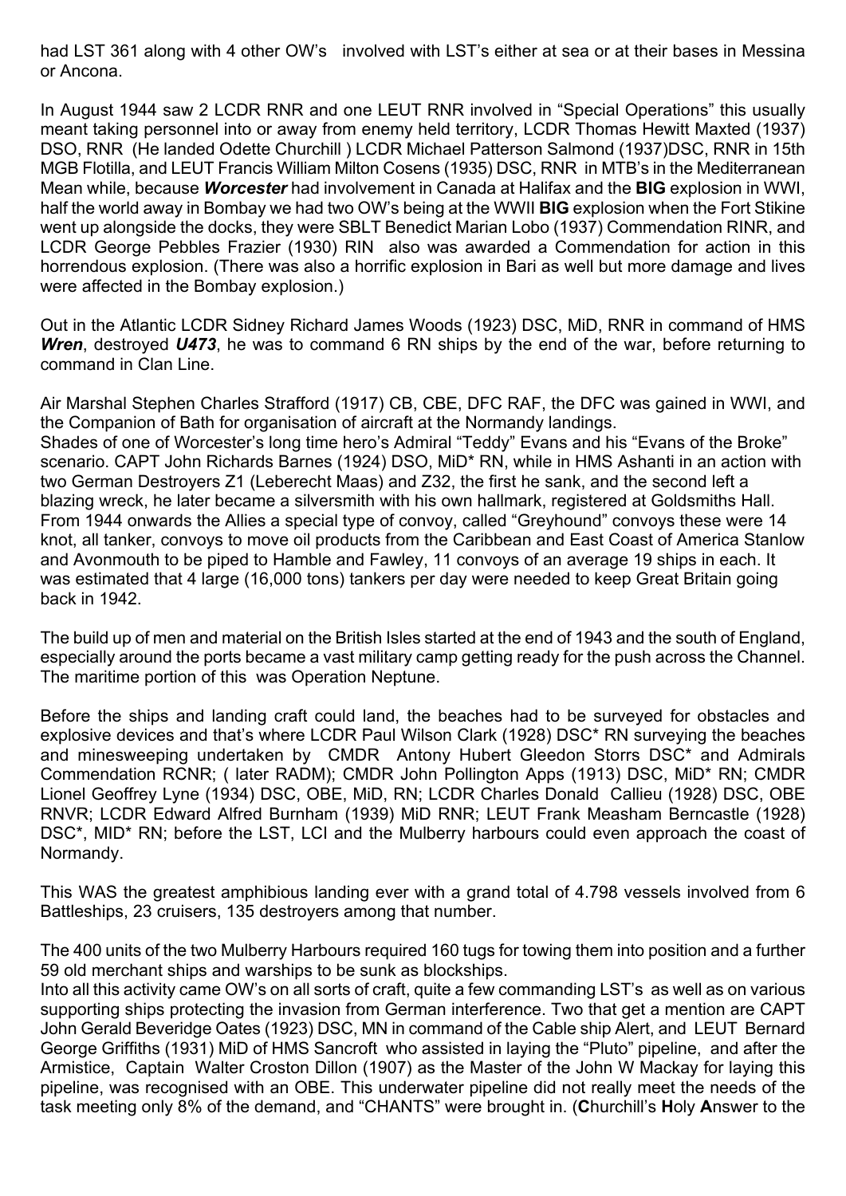had LST 361 along with 4 other OW's  involved with LST's either at sea or at their bases in Messina or Ancona.

In August 1944 saw 2 LCDR RNR and one LEUT RNR involved in "Special Operations" this usually meant taking personnel into or away from enemy held territory, LCDR Thomas Hewitt Maxted (1937) DSO, RNR (He landed Odette Churchill ) LCDR Michael Patterson Salmond (1937)DSC, RNR in 15th MGB Flotilla, and LEUT Francis William Milton Cosens (1935) DSC, RNR in MTB's in the Mediterranean Mean while, because ***Worcester*** had involvement in Canada at Halifax and the **BIG** explosion in WWI, half the world away in Bombay we had two OW's being at the WWII **BIG** explosion when the Fort Stikine went up alongside the docks, they were SBLT Benedict Marian Lobo (1937) Commendation RINR, and LCDR George Pebbles Frazier (1930) RIN also was awarded a Commendation for action in this horrendous explosion. (There was also a horrific explosion in Bari as well but more damage and lives were affected in the Bombay explosion.)

Out in the Atlantic LCDR Sidney Richard James Woods (1923) DSC, MiD, RNR in command of HMS ***Wren***, destroyed ***U473***, he was to command 6 RN ships by the end of the war, before returning to command in Clan Line.

Air Marshal Stephen Charles Strafford (1917) CB, CBE, DFC RAF, the DFC was gained in WWI, and the Companion of Bath for organisation of aircraft at the Normandy landings.
Shades of one of Worcester's long time hero's Admiral "Teddy" Evans and his "Evans of the Broke" scenario. CAPT John Richards Barnes (1924) DSO, MiD* RN, while in HMS Ashanti in an action with two German Destroyers Z1 (Leberecht Maas) and Z32, the first he sank, and the second left a blazing wreck, he later became a silversmith with his own hallmark, registered at Goldsmiths Hall.
From 1944 onwards the Allies a special type of convoy, called "Greyhound" convoys these were 14 knot, all tanker, convoys to move oil products from the Caribbean and East Coast of America Stanlow and Avonmouth to be piped to Hamble and Fawley, 11 convoys of an average 19 ships in each. It was estimated that 4 large (16,000 tons) tankers per day were needed to keep Great Britain going back in 1942.

The build up of men and material on the British Isles started at the end of 1943 and the south of England, especially around the ports became a vast military camp getting ready for the push across the Channel. The maritime portion of this was Operation Neptune.

Before the ships and landing craft could land, the beaches had to be surveyed for obstacles and explosive devices and that's where LCDR Paul Wilson Clark (1928) DSC* RN surveying the beaches and minesweeping undertaken by CMDR Antony Hubert Gleedon Storrs DSC* and Admirals Commendation RCNR; ( later RADM); CMDR John Pollington Apps (1913) DSC, MiD* RN; CMDR Lionel Geoffrey Lyne (1934) DSC, OBE, MiD, RN; LCDR Charles Donald Callieu (1928) DSC, OBE RNVR; LCDR Edward Alfred Burnham (1939) MiD RNR; LEUT Frank Measham Berncastle (1928) DSC*, MID* RN; before the LST, LCI and the Mulberry harbours could even approach the coast of Normandy.

This WAS the greatest amphibious landing ever with a grand total of 4.798 vessels involved from 6 Battleships, 23 cruisers, 135 destroyers among that number.

The 400 units of the two Mulberry Harbours required 160 tugs for towing them into position and a further 59 old merchant ships and warships to be sunk as blockships.
Into all this activity came OW's on all sorts of craft, quite a few commanding LST's as well as on various supporting ships protecting the invasion from German interference. Two that get a mention are CAPT John Gerald Beveridge Oates (1923) DSC, MN in command of the Cable ship Alert, and LEUT Bernard George Griffiths (1931) MiD of HMS Sancroft who assisted in laying the "Pluto" pipeline, and after the Armistice, Captain Walter Croston Dillon (1907) as the Master of the John W Mackay for laying this pipeline, was recognised with an OBE. This underwater pipeline did not really meet the needs of the task meeting only 8% of the demand, and "CHANTS" were brought in. (**C**hurchill's **H**oly **A**nswer to the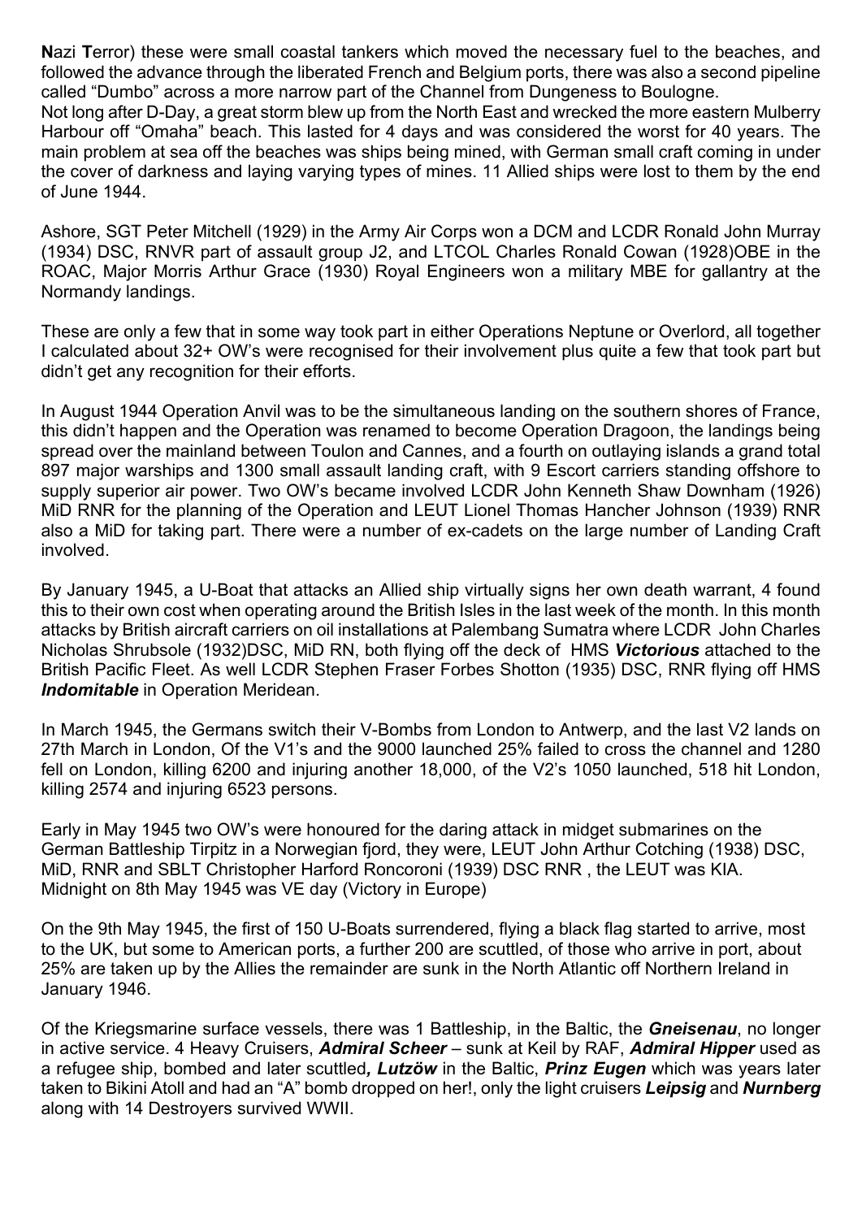**N**azi **T**error) these were small coastal tankers which moved the necessary fuel to the beaches, and followed the advance through the liberated French and Belgium ports, there was also a second pipeline called "Dumbo" across a more narrow part of the Channel from Dungeness to Boulogne.
Not long after D-Day, a great storm blew up from the North East and wrecked the more eastern Mulberry Harbour off "Omaha" beach. This lasted for 4 days and was considered the worst for 40 years. The main problem at sea off the beaches was ships being mined, with German small craft coming in under the cover of darkness and laying varying types of mines. 11 Allied ships were lost to them by the end of June 1944.

Ashore, SGT Peter Mitchell (1929) in the Army Air Corps won a DCM and LCDR Ronald John Murray (1934) DSC, RNVR part of assault group J2, and LTCOL Charles Ronald Cowan (1928)OBE in the ROAC, Major Morris Arthur Grace (1930) Royal Engineers won a military MBE for gallantry at the Normandy landings.

These are only a few that in some way took part in either Operations Neptune or Overlord, all together I calculated about 32+ OW's were recognised for their involvement plus quite a few that took part but didn't get any recognition for their efforts.

In August 1944 Operation Anvil was to be the simultaneous landing on the southern shores of France, this didn't happen and the Operation was renamed to become Operation Dragoon, the landings being spread over the mainland between Toulon and Cannes, and a fourth on outlaying islands a grand total 897 major warships and 1300 small assault landing craft, with 9 Escort carriers standing offshore to supply superior air power. Two OW's became involved LCDR John Kenneth Shaw Downham (1926) MiD RNR for the planning of the Operation and LEUT Lionel Thomas Hancher Johnson (1939) RNR also a MiD for taking part. There were a number of ex-cadets on the large number of Landing Craft involved.

By January 1945, a U-Boat that attacks an Allied ship virtually signs her own death warrant, 4 found this to their own cost when operating around the British Isles in the last week of the month. In this month attacks by British aircraft carriers on oil installations at Palembang Sumatra where LCDR John Charles Nicholas Shrubsole (1932)DSC, MiD RN, both flying off the deck of HMS ***Victorious*** attached to the British Pacific Fleet. As well LCDR Stephen Fraser Forbes Shotton (1935) DSC, RNR flying off HMS ***Indomitable*** in Operation Meridean.

In March 1945, the Germans switch their V-Bombs from London to Antwerp, and the last V2 lands on 27th March in London, Of the V1's and the 9000 launched 25% failed to cross the channel and 1280 fell on London, killing 6200 and injuring another 18,000, of the V2's 1050 launched, 518 hit London, killing 2574 and injuring 6523 persons.

Early in May 1945 two OW's were honoured for the daring attack in midget submarines on the German Battleship Tirpitz in a Norwegian fjord, they were, LEUT John Arthur Cotching (1938) DSC, MiD, RNR and SBLT Christopher Harford Roncoroni (1939) DSC RNR , the LEUT was KIA.
Midnight on 8th May 1945 was VE day (Victory in Europe)

On the 9th May 1945, the first of 150 U-Boats surrendered, flying a black flag started to arrive, most to the UK, but some to American ports, a further 200 are scuttled, of those who arrive in port, about 25% are taken up by the Allies the remainder are sunk in the North Atlantic off Northern Ireland in January 1946.

Of the Kriegsmarine surface vessels, there was 1 Battleship, in the Baltic, the ***Gneisenau***, no longer in active service. 4 Heavy Cruisers, ***Admiral Scheer*** – sunk at Keil by RAF, ***Admiral Hipper*** used as a refugee ship, bombed and later scuttled***, Lutzöw*** in the Baltic, ***Prinz Eugen*** which was years later taken to Bikini Atoll and had an "A" bomb dropped on her!, only the light cruisers ***Leipsig*** and ***Nurnberg*** along with 14 Destroyers survived WWII.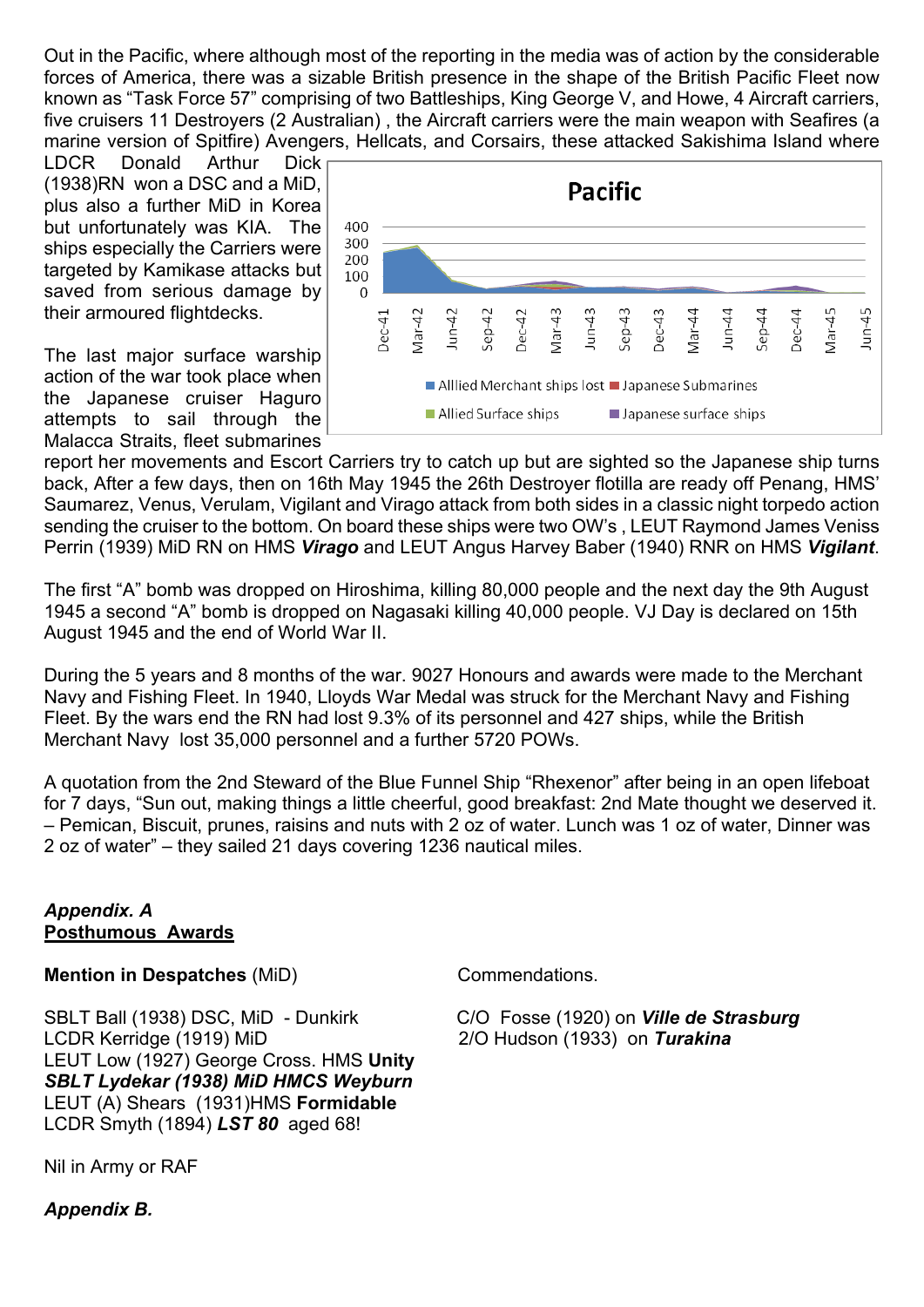Out in the Pacific, where although most of the reporting in the media was of action by the considerable forces of America, there was a sizable British presence in the shape of the British Pacific Fleet now known as "Task Force 57" comprising of two Battleships, King George V, and Howe, 4 Aircraft carriers, five cruisers 11 Destroyers (2 Australian) , the Aircraft carriers were the main weapon with Seafires (a marine version of Spitfire) Avengers, Hellcats, and Corsairs, these attacked Sakishima Island where LDCR Donald Arthur Dick (1938)RN won a DSC and a MiD, plus also a further MiD in Korea but unfortunately was KIA. The ships especially the Carriers were targeted by Kamikase attacks but saved from serious damage by their armoured flightdecks.

The last major surface warship action of the war took place when the Japanese cruiser Haguro attempts to sail through the Malacca Straits, fleet submarines report her movements and Escort Carriers try to catch up but are sighted so the Japanese ship turns back, After a few days, then on 16th May 1945 the 26th Destroyer flotilla are ready off Penang, HMS' Saumarez, Venus, Verulam, Vigilant and Virago attack from both sides in a classic night torpedo action sending the cruiser to the bottom. On board these ships were two OW's , LEUT Raymond James Veniss Perrin (1939) MiD RN on HMS ***Virago*** and LEUT Angus Harvey Baber (1940) RNR on HMS ***Vigilant***.

The first "A" bomb was dropped on Hiroshima, killing 80,000 people and the next day the 9th August 1945 a second "A" bomb is dropped on Nagasaki killing 40,000 people. VJ Day is declared on 15th August 1945 and the end of World War II.

During the 5 years and 8 months of the war. 9027 Honours and awards were made to the Merchant Navy and Fishing Fleet. In 1940, Lloyds War Medal was struck for the Merchant Navy and Fishing Fleet. By the wars end the RN had lost 9.3% of its personnel and 427 ships, while the British Merchant Navy lost 35,000 personnel and a further 5720 POWs.

A quotation from the 2nd Steward of the Blue Funnel Ship "Rhexenor" after being in an open lifeboat for 7 days, "Sun out, making things a little cheerful, good breakfast: 2nd Mate thought we deserved it. – Pemican, Biscuit, prunes, raisins and nuts with 2 oz of water. Lunch was 1 oz of water, Dinner was 2 oz of water" – they sailed 21 days covering 1236 nautical miles.

***Appendix. A***
**Posthumous Awards**

**Mention in Despatches** (MiD)

SBLT Ball (1938) DSC, MiD - Dunkirk
LCDR Kerridge (1919) MiD
LEUT Low (1927) George Cross. HMS **Unity**
***SBLT Lydekar (1938) MiD HMCS Weyburn***
LEUT (A) Shears (1931)HMS **Formidable**
LCDR Smyth (1894) ***LST 80*** aged 68!

Nil in Army or RAF

Commendations.

C/O Fosse (1920) on ***Ville de Strasburg***
2/O Hudson (1933) on ***Turakina***

***Appendix B.***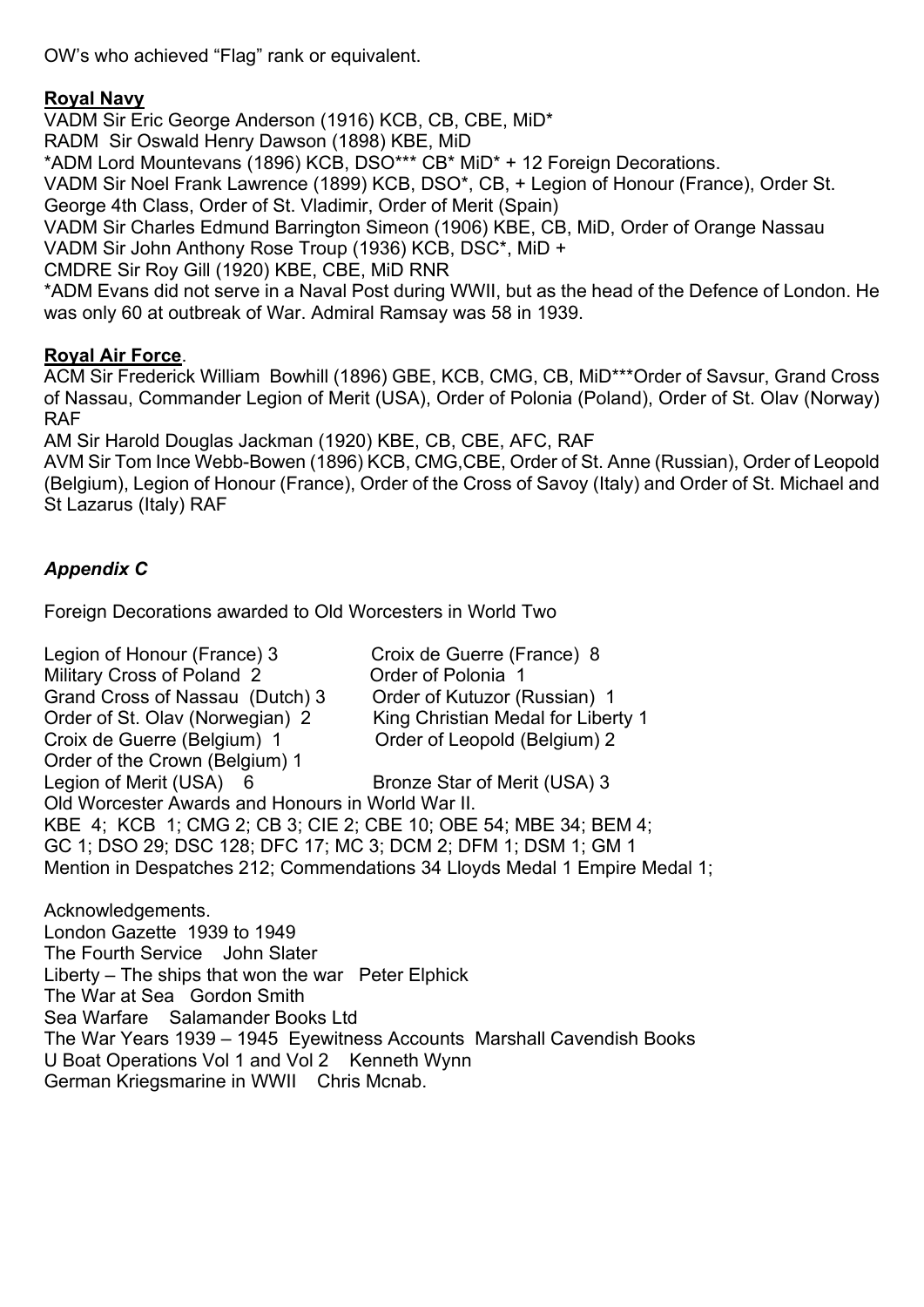OW's who achieved "Flag" rank or equivalent.

**Royal Navy**

VADM Sir Eric George Anderson (1916) KCB, CB, CBE, MiD*
RADM Sir Oswald Henry Dawson (1898) KBE, MiD
*ADM Lord Mountevans (1896) KCB, DSO*** CB* MiD* + 12 Foreign Decorations.
VADM Sir Noel Frank Lawrence (1899) KCB, DSO*, CB, + Legion of Honour (France), Order St. George 4th Class, Order of St. Vladimir, Order of Merit (Spain)
VADM Sir Charles Edmund Barrington Simeon (1906) KBE, CB, MiD, Order of Orange Nassau
VADM Sir John Anthony Rose Troup (1936) KCB, DSC*, MiD +
CMDRE Sir Roy Gill (1920) KBE, CBE, MiD RNR
*ADM Evans did not serve in a Naval Post during WWII, but as the head of the Defence of London. He was only 60 at outbreak of War. Admiral Ramsay was 58 in 1939.

**Royal Air Force**.

ACM Sir Frederick William Bowhill (1896) GBE, KCB, CMG, CB, MiD***Order of Savsur, Grand Cross of Nassau, Commander Legion of Merit (USA), Order of Polonia (Poland), Order of St. Olav (Norway) RAF
AM Sir Harold Douglas Jackman (1920) KBE, CB, CBE, AFC, RAF
AVM Sir Tom Ince Webb-Bowen (1896) KCB, CMG,CBE, Order of St. Anne (Russian), Order of Leopold (Belgium), Legion of Honour (France), Order of the Cross of Savoy (Italy) and Order of St. Michael and St Lazarus (Italy) RAF

## *Appendix C*

Foreign Decorations awarded to Old Worcesters in World Two

| | |
|---|---|
| Legion of Honour (France) 3 | Croix de Guerre (France) 8 |
| Military Cross of Poland 2 | Order of Polonia 1 |
| Grand Cross of Nassau (Dutch) 3 | Order of Kutuzor (Russian) 1 |
| Order of St. Olav (Norwegian) 2 | King Christian Medal for Liberty 1 |
| Croix de Guerre (Belgium) 1 | Order of Leopold (Belgium) 2 |
| Order of the Crown (Belgium) 1 | |
| Legion of Merit (USA) 6 | Bronze Star of Merit (USA) 3 |

Old Worcester Awards and Honours in World War II.
KBE 4; KCB 1; CMG 2; CB 3; CIE 2; CBE 10; OBE 54; MBE 34; BEM 4;
GC 1; DSO 29; DSC 128; DFC 17; MC 3; DCM 2; DFM 1; DSM 1; GM 1
Mention in Despatches 212; Commendations 34 Lloyds Medal 1 Empire Medal 1;

Acknowledgements.
London Gazette 1939 to 1949
The Fourth Service John Slater
Liberty – The ships that won the war Peter Elphick
The War at Sea Gordon Smith
Sea Warfare Salamander Books Ltd
The War Years 1939 – 1945 Eyewitness Accounts Marshall Cavendish Books
U Boat Operations Vol 1 and Vol 2 Kenneth Wynn
German Kriegsmarine in WWII Chris Mcnab.